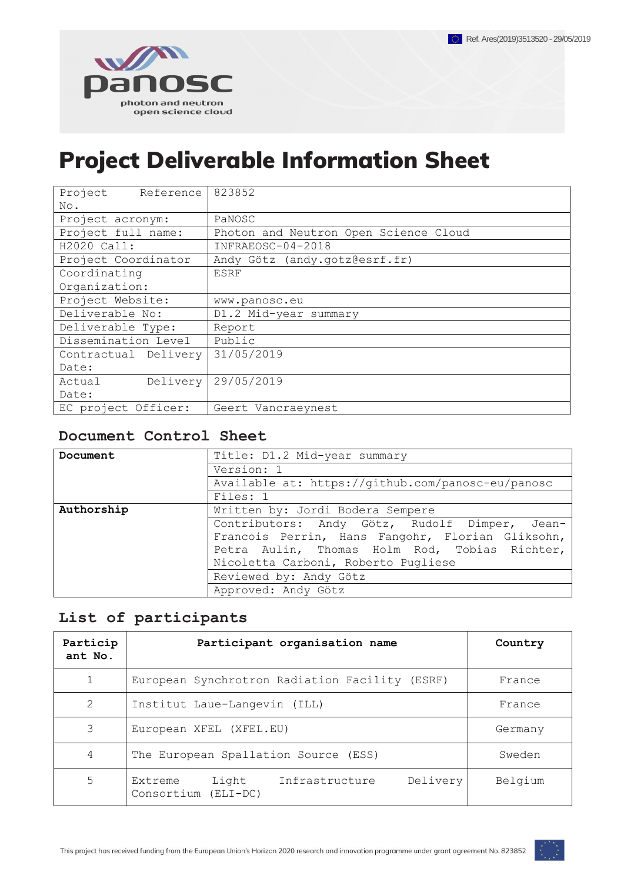# Project Deliverable Information Sheet

| Project Reference No. | 823852 |
|---|---|
| Project acronym: | PaNOSC |
| Project full name: | Photon and Neutron Open Science Cloud |
| H2020 Call: | INFRAEOSC-04-2018 |
| Project Coordinator | Andy Götz (andy.gotz@esrf.fr) |
| Coordinating Organization: | ESRF |
| Project Website: | www.panosc.eu |
| Deliverable No: | D1.2 Mid-year summary |
| Deliverable Type: | Report |
| Dissemination Level | Public |
| Contractual Delivery Date: | 31/05/2019 |
| Actual Delivery Date: | 29/05/2019 |
| EC project Officer: | Geert Vancraeynest |

## Document Control Sheet

| Document | Title: D1.2 Mid-year summary |
|---|---|
| | Version: 1 |
| | Available at: https://github.com/panosc-eu/panosc |
| | Files: 1 |
| **Authorship** | Written by: Jordi Bodera Sempere |
| | Contributors: Andy Götz, Rudolf Dimper, Jean-Francois Perrin, Hans Fangohr, Florian Gliksohn, Petra Aulin, Thomas Holm Rod, Tobias Richter, Nicoletta Carboni, Roberto Pugliese |
| | Reviewed by: Andy Götz |
| | Approved: Andy Götz |

## List of participants

| Participant No. | Participant organisation name | Country |
|---|---|---|
| 1 | European Synchrotron Radiation Facility (ESRF) | France |
| 2 | Institut Laue-Langevin (ILL) | France |
| 3 | European XFEL (XFEL.EU) | Germany |
| 4 | The European Spallation Source (ESS) | Sweden |
| 5 | Extreme Light Infrastructure Delivery Consortium (ELI-DC) | Belgium |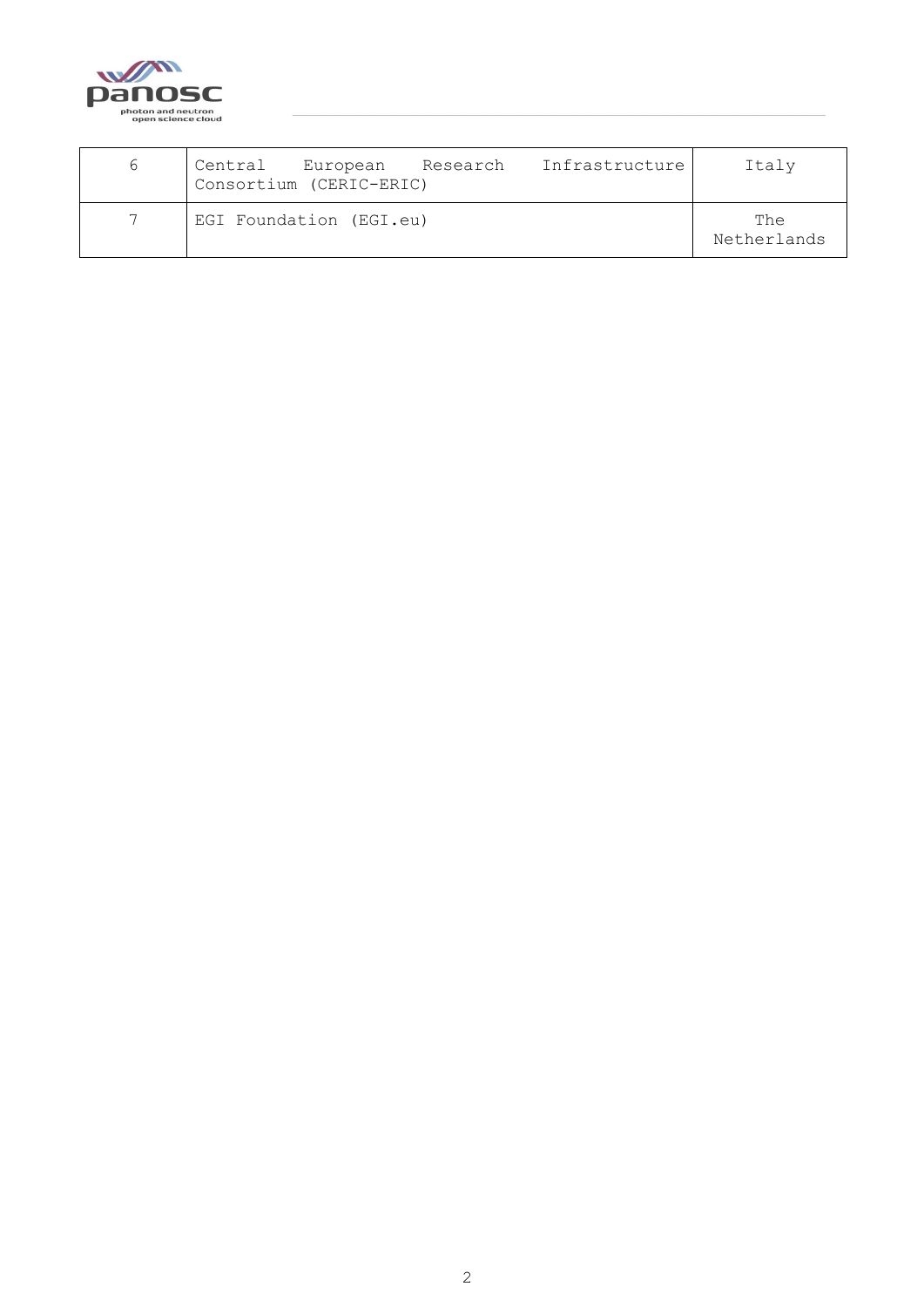| | | |
|---|---|---|
| 6 | Central European Research Infrastructure Consortium (CERIC-ERIC) | Italy |
| 7 | EGI Foundation (EGI.eu) | The Netherlands |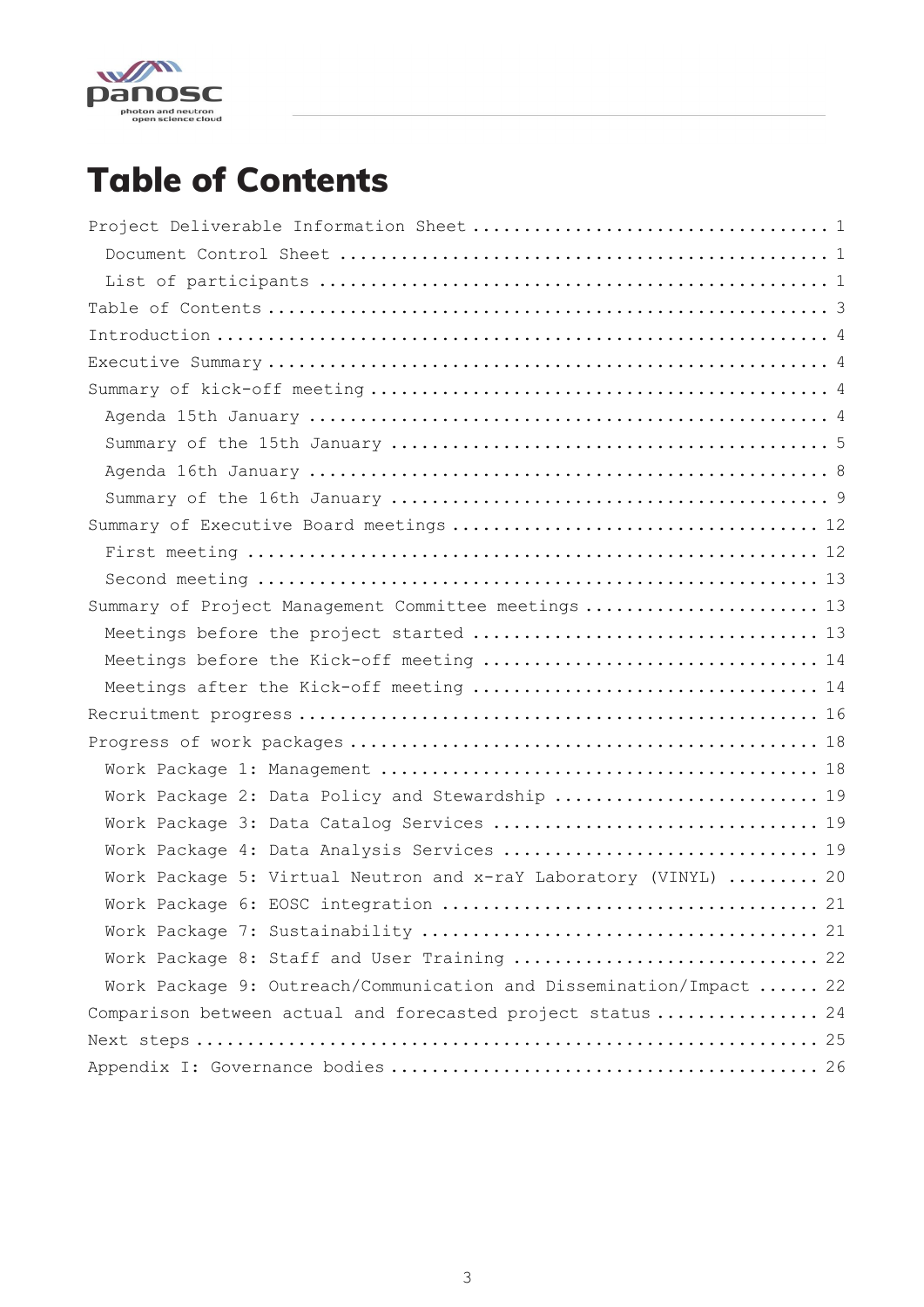# Table of Contents

- Project Deliverable Information Sheet ..... 1
  - Document Control Sheet ..... 1
  - List of participants ..... 1
- Table of Contents ..... 3
- Introduction ..... 4
- Executive Summary ..... 4
- Summary of kick-off meeting ..... 4
  - Agenda 15th January ..... 4
  - Summary of the 15th January ..... 5
  - Agenda 16th January ..... 8
  - Summary of the 16th January ..... 9
- Summary of Executive Board meetings ..... 12
  - First meeting ..... 12
  - Second meeting ..... 13
- Summary of Project Management Committee meetings ..... 13
  - Meetings before the project started ..... 13
  - Meetings before the Kick-off meeting ..... 14
  - Meetings after the Kick-off meeting ..... 14
- Recruitment progress ..... 16
- Progress of work packages ..... 18
  - Work Package 1: Management ..... 18
  - Work Package 2: Data Policy and Stewardship ..... 19
  - Work Package 3: Data Catalog Services ..... 19
  - Work Package 4: Data Analysis Services ..... 19
  - Work Package 5: Virtual Neutron and x-raY Laboratory (VINYL) ..... 20
  - Work Package 6: EOSC integration ..... 21
  - Work Package 7: Sustainability ..... 21
  - Work Package 8: Staff and User Training ..... 22
  - Work Package 9: Outreach/Communication and Dissemination/Impact ..... 22
- Comparison between actual and forecasted project status ..... 24
- Next steps ..... 25
- Appendix I: Governance bodies ..... 26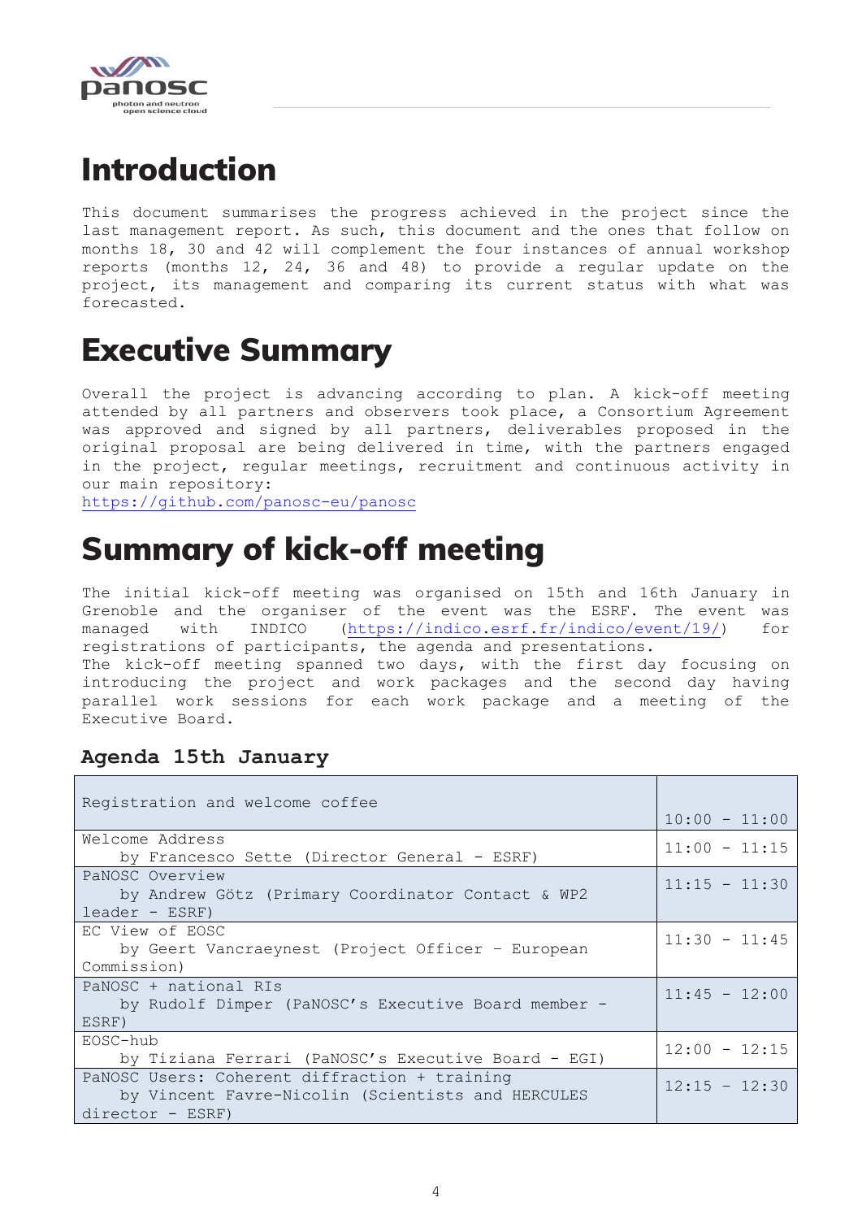# Introduction

This document summarises the progress achieved in the project since the last management report. As such, this document and the ones that follow on months 18, 30 and 42 will complement the four instances of annual workshop reports (months 12, 24, 36 and 48) to provide a regular update on the project, its management and comparing its current status with what was forecasted.

# Executive Summary

Overall the project is advancing according to plan. A kick-off meeting attended by all partners and observers took place, a Consortium Agreement was approved and signed by all partners, deliverables proposed in the original proposal are being delivered in time, with the partners engaged in the project, regular meetings, recruitment and continuous activity in our main repository:
https://github.com/panosc-eu/panosc

# Summary of kick-off meeting

The initial kick-off meeting was organised on 15th and 16th January in Grenoble and the organiser of the event was the ESRF. The event was managed with INDICO (https://indico.esrf.fr/indico/event/19/) for registrations of participants, the agenda and presentations.
The kick-off meeting spanned two days, with the first day focusing on introducing the project and work packages and the second day having parallel work sessions for each work package and a meeting of the Executive Board.

### Agenda 15th January

| | |
|---|---|
| Registration and welcome coffee | 10:00 - 11:00 |
| Welcome Address<br>by Francesco Sette (Director General - ESRF) | 11:00 - 11:15 |
| PaNOSC Overview<br>by Andrew Götz (Primary Coordinator Contact & WP2 leader - ESRF) | 11:15 - 11:30 |
| EC View of EOSC<br>by Geert Vancraeynest (Project Officer – European Commission) | 11:30 - 11:45 |
| PaNOSC + national RIs<br>by Rudolf Dimper (PaNOSC's Executive Board member - ESRF) | 11:45 - 12:00 |
| EOSC-hub<br>by Tiziana Ferrari (PaNOSC's Executive Board - EGI) | 12:00 - 12:15 |
| PaNOSC Users: Coherent diffraction + training<br>by Vincent Favre-Nicolin (Scientists and HERCULES director - ESRF) | 12:15 - 12:30 |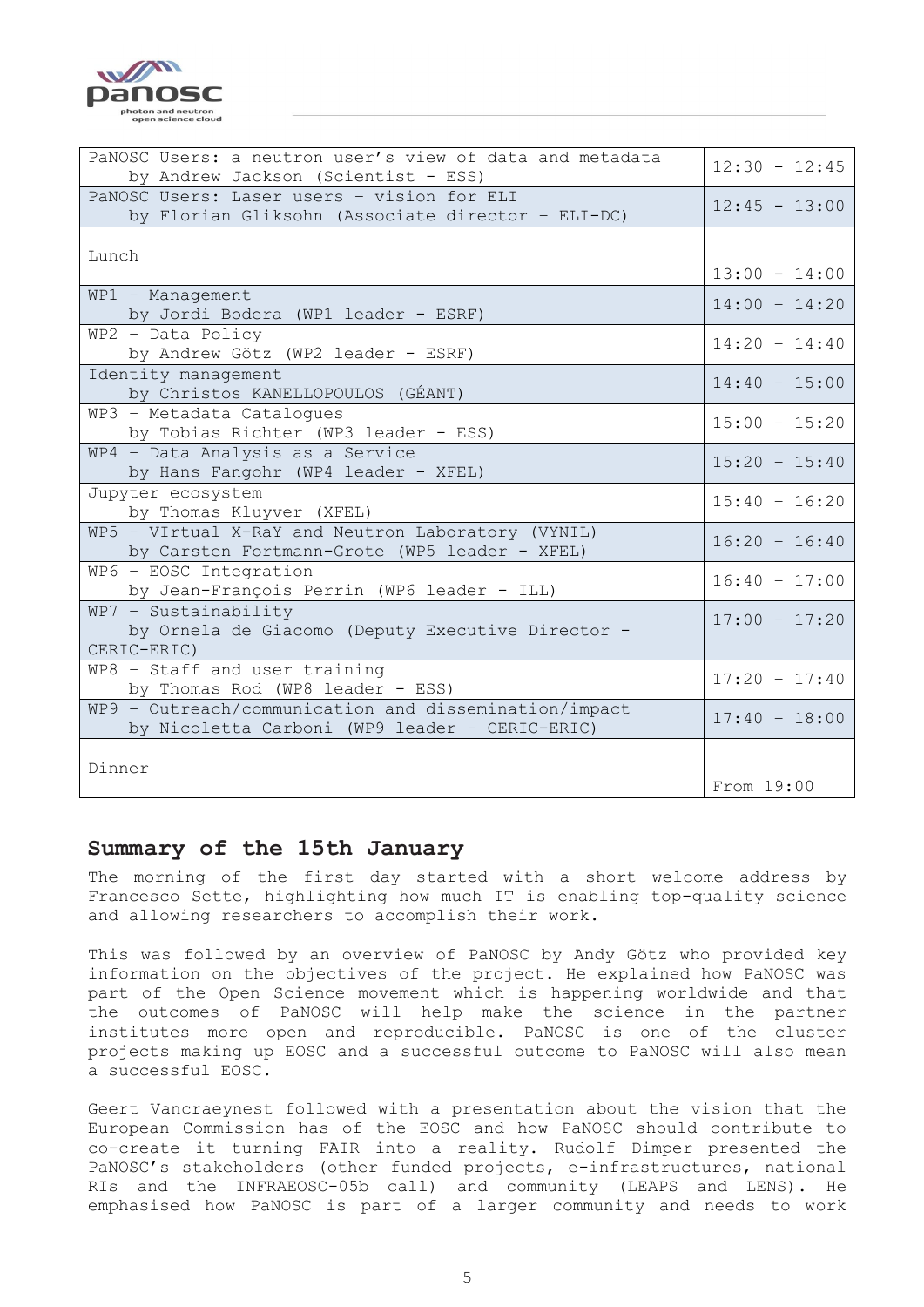| | |
|---|---|
| PaNOSC Users: a neutron user's view of data and metadata by Andrew Jackson (Scientist - ESS) | 12:30 - 12:45 |
| PaNOSC Users: Laser users – vision for ELI by Florian Gliksohn (Associate director – ELI-DC) | 12:45 - 13:00 |
| Lunch | 13:00 - 14:00 |
| WP1 – Management by Jordi Bodera (WP1 leader - ESRF) | 14:00 – 14:20 |
| WP2 - Data Policy by Andrew Götz (WP2 leader - ESRF) | 14:20 - 14:40 |
| Identity management by Christos KANELLOPOULOS (GÉANT) | 14:40 – 15:00 |
| WP3 - Metadata Catalogues by Tobias Richter (WP3 leader - ESS) | 15:00 - 15:20 |
| WP4 - Data Analysis as a Service by Hans Fangohr (WP4 leader - XFEL) | 15:20 - 15:40 |
| Jupyter ecosystem by Thomas Kluyver (XFEL) | 15:40 - 16:20 |
| WP5 - VIrtual X-RaY and Neutron Laboratory (VYNIL) by Carsten Fortmann-Grote (WP5 leader - XFEL) | 16:20 - 16:40 |
| WP6 - EOSC Integration by Jean-François Perrin (WP6 leader - ILL) | 16:40 - 17:00 |
| WP7 - Sustainability by Ornela de Giacomo (Deputy Executive Director - CERIC-ERIC) | 17:00 - 17:20 |
| WP8 - Staff and user training by Thomas Rod (WP8 leader - ESS) | 17:20 - 17:40 |
| WP9 - Outreach/communication and dissemination/impact by Nicoletta Carboni (WP9 leader – CERIC-ERIC) | 17:40 - 18:00 |
| Dinner | From 19:00 |

## Summary of the 15th January

The morning of the first day started with a short welcome address by Francesco Sette, highlighting how much IT is enabling top-quality science and allowing researchers to accomplish their work.

This was followed by an overview of PaNOSC by Andy Götz who provided key information on the objectives of the project. He explained how PaNOSC was part of the Open Science movement which is happening worldwide and that the outcomes of PaNOSC will help make the science in the partner institutes more open and reproducible. PaNOSC is one of the cluster projects making up EOSC and a successful outcome to PaNOSC will also mean a successful EOSC.

Geert Vancraeynest followed with a presentation about the vision that the European Commission has of the EOSC and how PaNOSC should contribute to co-create it turning FAIR into a reality. Rudolf Dimper presented the PaNOSC's stakeholders (other funded projects, e-infrastructures, national RIs and the INFRAEOSC-05b call) and community (LEAPS and LENS). He emphasised how PaNOSC is part of a larger community and needs to work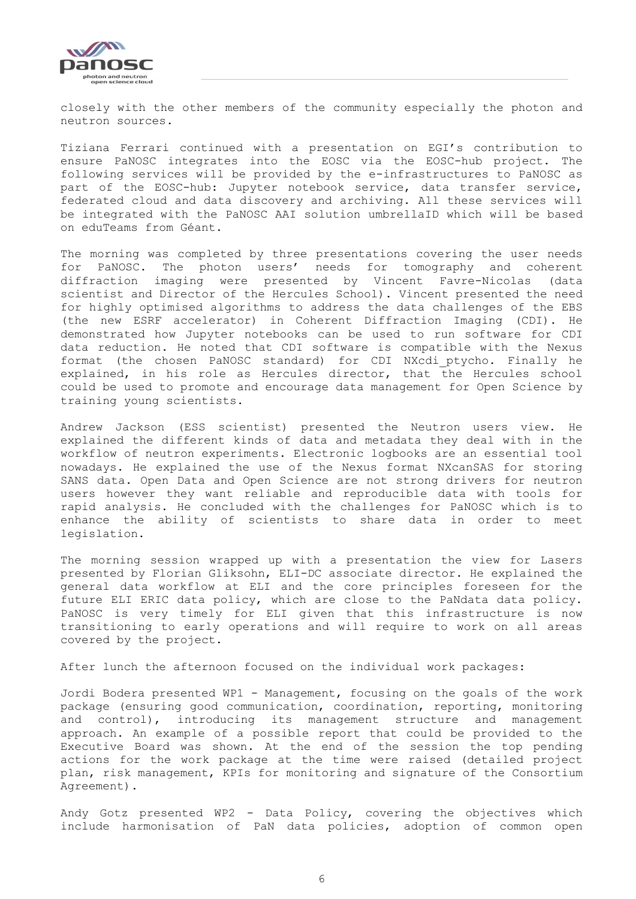closely with the other members of the community especially the photon and neutron sources.

Tiziana Ferrari continued with a presentation on EGI's contribution to ensure PaNOSC integrates into the EOSC via the EOSC-hub project. The following services will be provided by the e-infrastructures to PaNOSC as part of the EOSC-hub: Jupyter notebook service, data transfer service, federated cloud and data discovery and archiving. All these services will be integrated with the PaNOSC AAI solution umbrellaID which will be based on eduTeams from Géant.

The morning was completed by three presentations covering the user needs for PaNOSC. The photon users' needs for tomography and coherent diffraction imaging were presented by Vincent Favre-Nicolas (data scientist and Director of the Hercules School). Vincent presented the need for highly optimised algorithms to address the data challenges of the EBS (the new ESRF accelerator) in Coherent Diffraction Imaging (CDI). He demonstrated how Jupyter notebooks can be used to run software for CDI data reduction. He noted that CDI software is compatible with the Nexus format (the chosen PaNOSC standard) for CDI NXcdi_ptycho. Finally he explained, in his role as Hercules director, that the Hercules school could be used to promote and encourage data management for Open Science by training young scientists.

Andrew Jackson (ESS scientist) presented the Neutron users view. He explained the different kinds of data and metadata they deal with in the workflow of neutron experiments. Electronic logbooks are an essential tool nowadays. He explained the use of the Nexus format NXcanSAS for storing SANS data. Open Data and Open Science are not strong drivers for neutron users however they want reliable and reproducible data with tools for rapid analysis. He concluded with the challenges for PaNOSC which is to enhance the ability of scientists to share data in order to meet legislation.

The morning session wrapped up with a presentation the view for Lasers presented by Florian Gliksohn, ELI-DC associate director. He explained the general data workflow at ELI and the core principles foreseen for the future ELI ERIC data policy, which are close to the PaNdata data policy. PaNOSC is very timely for ELI given that this infrastructure is now transitioning to early operations and will require to work on all areas covered by the project.

After lunch the afternoon focused on the individual work packages:

Jordi Bodera presented WP1 - Management, focusing on the goals of the work package (ensuring good communication, coordination, reporting, monitoring and control), introducing its management structure and management approach. An example of a possible report that could be provided to the Executive Board was shown. At the end of the session the top pending actions for the work package at the time were raised (detailed project plan, risk management, KPIs for monitoring and signature of the Consortium Agreement).

Andy Gotz presented WP2 - Data Policy, covering the objectives which include harmonisation of PaN data policies, adoption of common open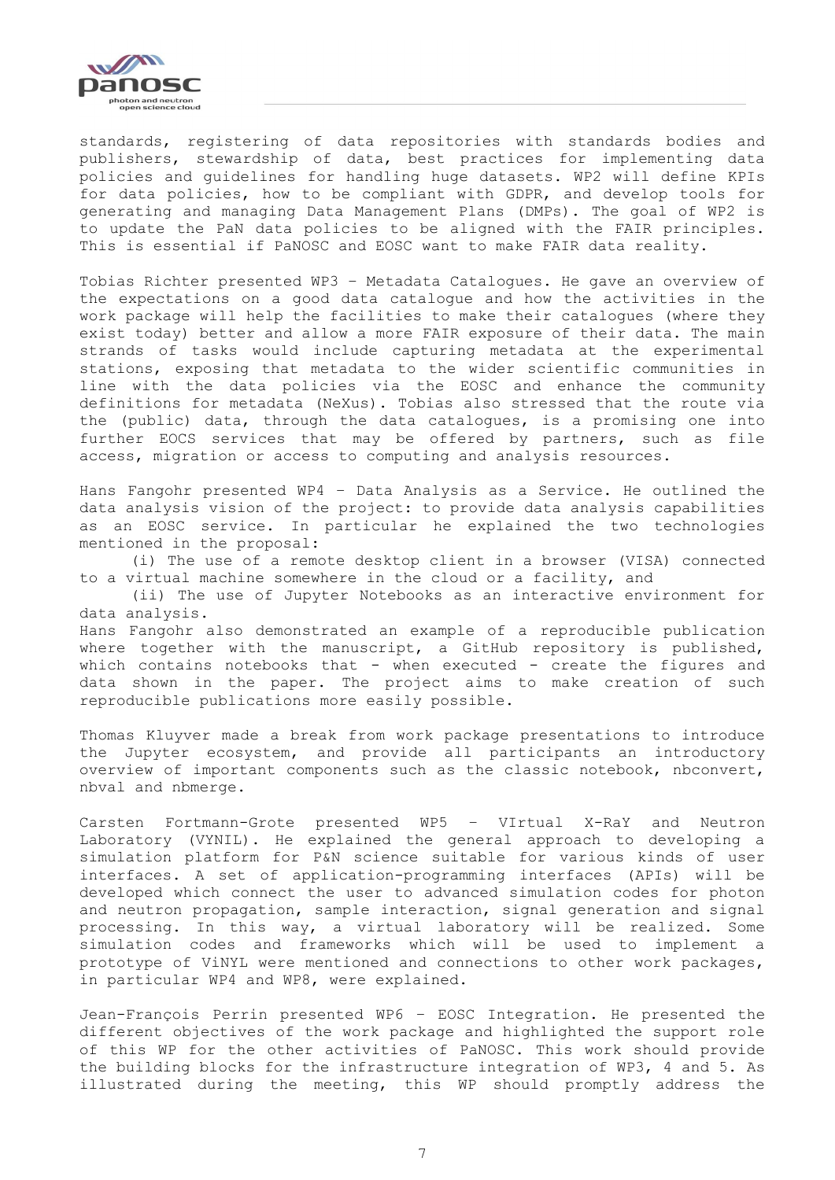standards, registering of data repositories with standards bodies and publishers, stewardship of data, best practices for implementing data policies and guidelines for handling huge datasets. WP2 will define KPIs for data policies, how to be compliant with GDPR, and develop tools for generating and managing Data Management Plans (DMPs). The goal of WP2 is to update the PaN data policies to be aligned with the FAIR principles. This is essential if PaNOSC and EOSC want to make FAIR data reality.

Tobias Richter presented WP3 – Metadata Catalogues. He gave an overview of the expectations on a good data catalogue and how the activities in the work package will help the facilities to make their catalogues (where they exist today) better and allow a more FAIR exposure of their data. The main strands of tasks would include capturing metadata at the experimental stations, exposing that metadata to the wider scientific communities in line with the data policies via the EOSC and enhance the community definitions for metadata (NeXus). Tobias also stressed that the route via the (public) data, through the data catalogues, is a promising one into further EOCS services that may be offered by partners, such as file access, migration or access to computing and analysis resources.

Hans Fangohr presented WP4 – Data Analysis as a Service. He outlined the data analysis vision of the project: to provide data analysis capabilities as an EOSC service. In particular he explained the two technologies mentioned in the proposal:

(i) The use of a remote desktop client in a browser (VISA) connected to a virtual machine somewhere in the cloud or a facility, and

(ii) The use of Jupyter Notebooks as an interactive environment for data analysis.

Hans Fangohr also demonstrated an example of a reproducible publication where together with the manuscript, a GitHub repository is published, which contains notebooks that - when executed - create the figures and data shown in the paper. The project aims to make creation of such reproducible publications more easily possible.

Thomas Kluyver made a break from work package presentations to introduce the Jupyter ecosystem, and provide all participants an introductory overview of important components such as the classic notebook, nbconvert, nbval and nbmerge.

Carsten Fortmann-Grote presented WP5 – VIrtual X-RaY and Neutron Laboratory (VYNIL). He explained the general approach to developing a simulation platform for P&N science suitable for various kinds of user interfaces. A set of application-programming interfaces (APIs) will be developed which connect the user to advanced simulation codes for photon and neutron propagation, sample interaction, signal generation and signal processing. In this way, a virtual laboratory will be realized. Some simulation codes and frameworks which will be used to implement a prototype of ViNYL were mentioned and connections to other work packages, in particular WP4 and WP8, were explained.

Jean-François Perrin presented WP6 – EOSC Integration. He presented the different objectives of the work package and highlighted the support role of this WP for the other activities of PaNOSC. This work should provide the building blocks for the infrastructure integration of WP3, 4 and 5. As illustrated during the meeting, this WP should promptly address the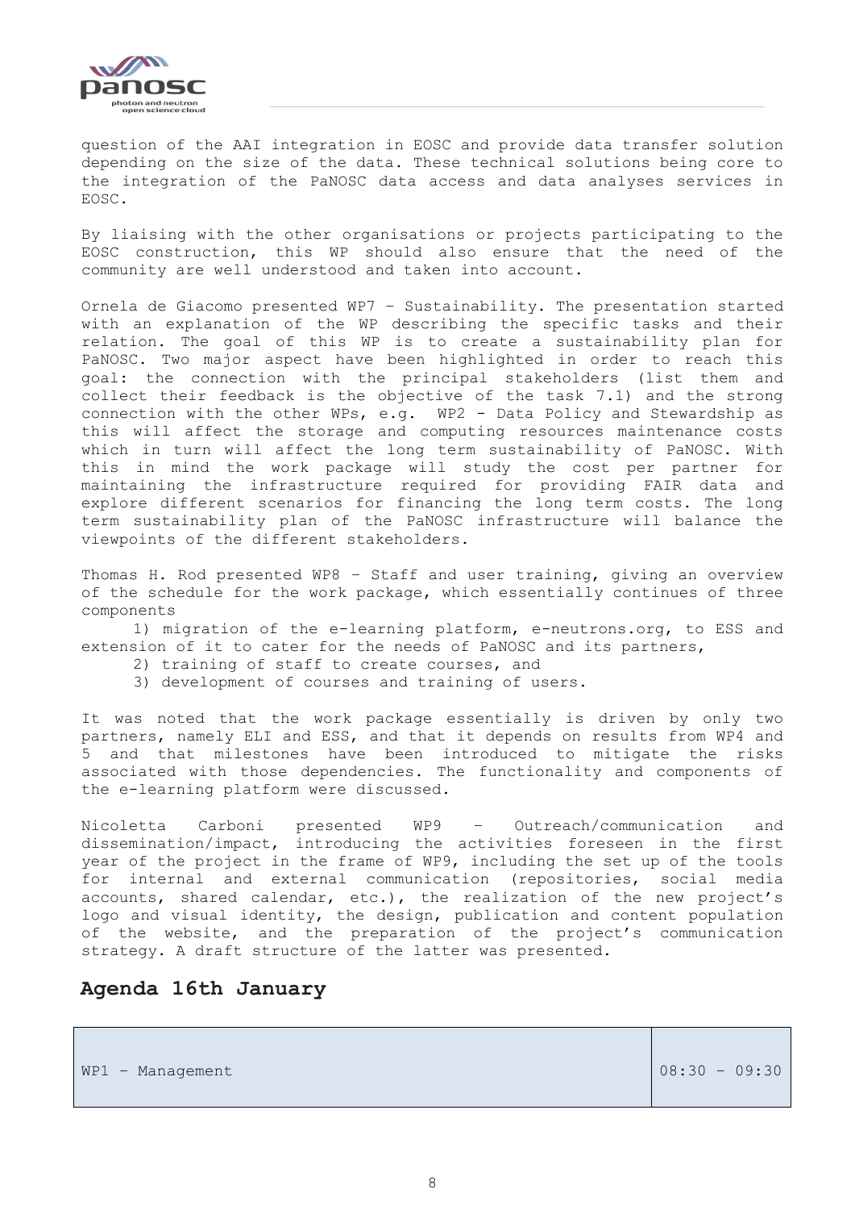question of the AAI integration in EOSC and provide data transfer solution depending on the size of the data. These technical solutions being core to the integration of the PaNOSC data access and data analyses services in EOSC.

By liaising with the other organisations or projects participating to the EOSC construction, this WP should also ensure that the need of the community are well understood and taken into account.

Ornela de Giacomo presented WP7 – Sustainability. The presentation started with an explanation of the WP describing the specific tasks and their relation. The goal of this WP is to create a sustainability plan for PaNOSC. Two major aspect have been highlighted in order to reach this goal: the connection with the principal stakeholders (list them and collect their feedback is the objective of the task 7.1) and the strong connection with the other WPs, e.g. WP2 - Data Policy and Stewardship as this will affect the storage and computing resources maintenance costs which in turn will affect the long term sustainability of PaNOSC. With this in mind the work package will study the cost per partner for maintaining the infrastructure required for providing FAIR data and explore different scenarios for financing the long term costs. The long term sustainability plan of the PaNOSC infrastructure will balance the viewpoints of the different stakeholders.

Thomas H. Rod presented WP8 – Staff and user training, giving an overview of the schedule for the work package, which essentially continues of three components

1) migration of the e-learning platform, e-neutrons.org, to ESS and extension of it to cater for the needs of PaNOSC and its partners,
2) training of staff to create courses, and
3) development of courses and training of users.

It was noted that the work package essentially is driven by only two partners, namely ELI and ESS, and that it depends on results from WP4 and 5 and that milestones have been introduced to mitigate the risks associated with those dependencies. The functionality and components of the e-learning platform were discussed.

Nicoletta Carboni presented WP9 – Outreach/communication and dissemination/impact, introducing the activities foreseen in the first year of the project in the frame of WP9, including the set up of the tools for internal and external communication (repositories, social media accounts, shared calendar, etc.), the realization of the new project's logo and visual identity, the design, publication and content population of the website, and the preparation of the project's communication strategy. A draft structure of the latter was presented.

## Agenda 16th January

| | |
|---|---|
| WP1 – Management | 08:30 – 09:30 |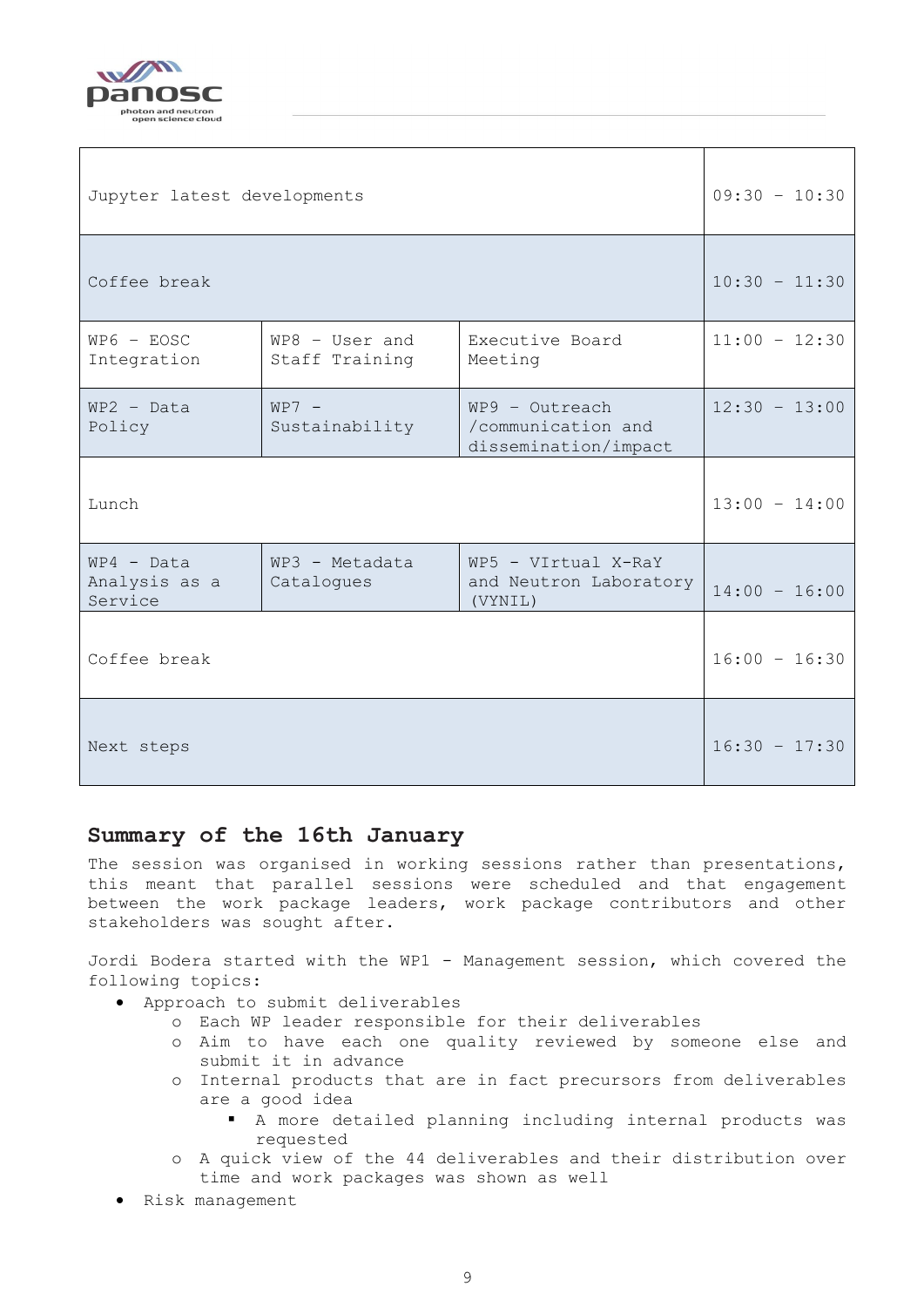| | | | |
|---|---|---|---|
| Jupyter latest developments | | | 09:30 – 10:30 |
| Coffee break | | | 10:30 – 11:30 |
| WP6 – EOSC Integration | WP8 – User and Staff Training | Executive Board Meeting | 11:00 – 12:30 |
| WP2 – Data Policy | WP7 – Sustainability | WP9 – Outreach /communication and dissemination/impact | 12:30 – 13:00 |
| Lunch | | | 13:00 – 14:00 |
| WP4 – Data Analysis as a Service | WP3 – Metadata Catalogues | WP5 – VIrtual X-RaY and Neutron Laboratory (VYNIL) | 14:00 – 16:00 |
| Coffee break | | | 16:00 – 16:30 |
| Next steps | | | 16:30 – 17:30 |

## Summary of the 16th January

The session was organised in working sessions rather than presentations, this meant that parallel sessions were scheduled and that engagement between the work package leaders, work package contributors and other stakeholders was sought after.

Jordi Bodera started with the WP1 - Management session, which covered the following topics:

- Approach to submit deliverables
  - Each WP leader responsible for their deliverables
  - Aim to have each one quality reviewed by someone else and submit it in advance
  - Internal products that are in fact precursors from deliverables are a good idea
    - A more detailed planning including internal products was requested
  - A quick view of the 44 deliverables and their distribution over time and work packages was shown as well
- Risk management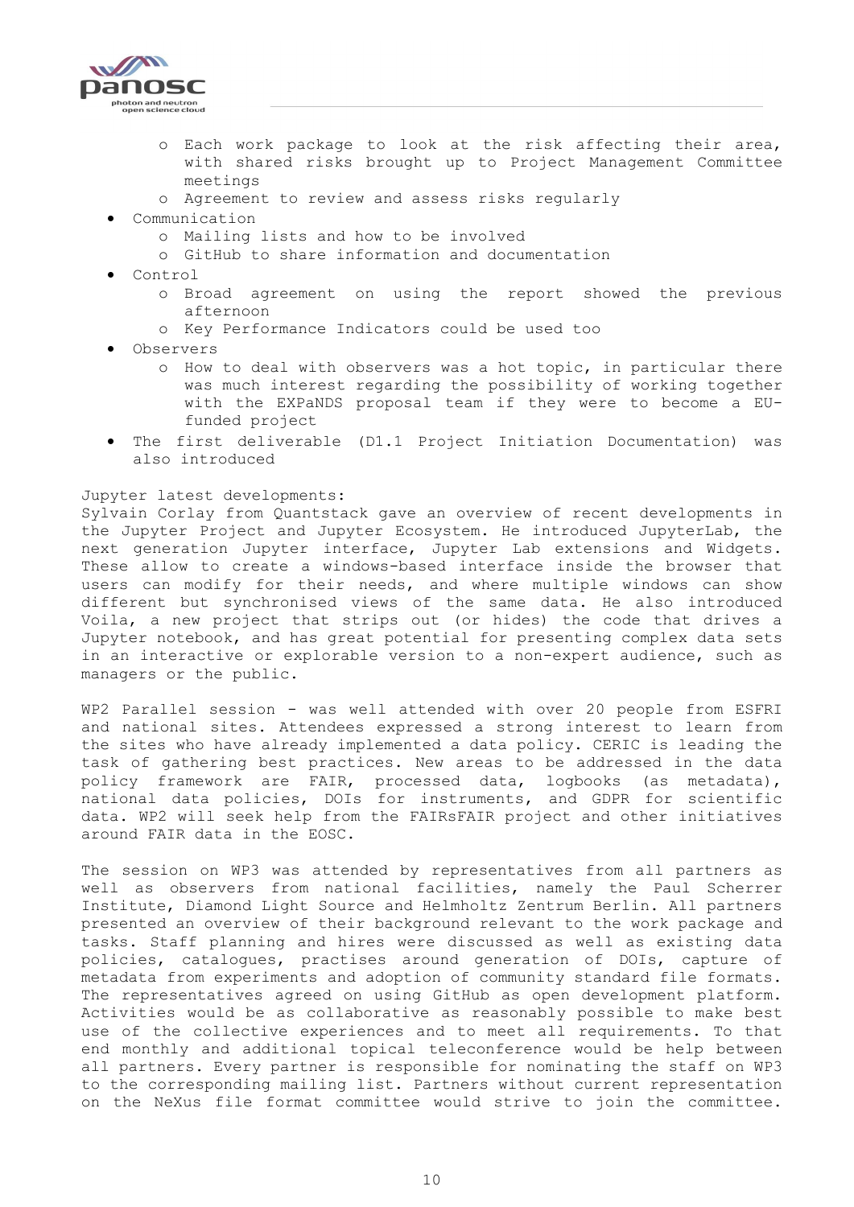- Each work package to look at the risk affecting their area, with shared risks brought up to Project Management Committee meetings
    - Agreement to review and assess risks regularly
- Communication
    - Mailing lists and how to be involved
    - GitHub to share information and documentation
- Control
    - Broad agreement on using the report showed the previous afternoon
    - Key Performance Indicators could be used too
- Observers
    - How to deal with observers was a hot topic, in particular there was much interest regarding the possibility of working together with the EXPaNDS proposal team if they were to become a EU-funded project
- The first deliverable (D1.1 Project Initiation Documentation) was also introduced

Jupyter latest developments:
Sylvain Corlay from Quantstack gave an overview of recent developments in the Jupyter Project and Jupyter Ecosystem. He introduced JupyterLab, the next generation Jupyter interface, Jupyter Lab extensions and Widgets. These allow to create a windows-based interface inside the browser that users can modify for their needs, and where multiple windows can show different but synchronised views of the same data. He also introduced Voila, a new project that strips out (or hides) the code that drives a Jupyter notebook, and has great potential for presenting complex data sets in an interactive or explorable version to a non-expert audience, such as managers or the public.

WP2 Parallel session - was well attended with over 20 people from ESFRI and national sites. Attendees expressed a strong interest to learn from the sites who have already implemented a data policy. CERIC is leading the task of gathering best practices. New areas to be addressed in the data policy framework are FAIR, processed data, logbooks (as metadata), national data policies, DOIs for instruments, and GDPR for scientific data. WP2 will seek help from the FAIRsFAIR project and other initiatives around FAIR data in the EOSC.

The session on WP3 was attended by representatives from all partners as well as observers from national facilities, namely the Paul Scherrer Institute, Diamond Light Source and Helmholtz Zentrum Berlin. All partners presented an overview of their background relevant to the work package and tasks. Staff planning and hires were discussed as well as existing data policies, catalogues, practises around generation of DOIs, capture of metadata from experiments and adoption of community standard file formats. The representatives agreed on using GitHub as open development platform. Activities would be as collaborative as reasonably possible to make best use of the collective experiences and to meet all requirements. To that end monthly and additional topical teleconference would be help between all partners. Every partner is responsible for nominating the staff on WP3 to the corresponding mailing list. Partners without current representation on the NeXus file format committee would strive to join the committee.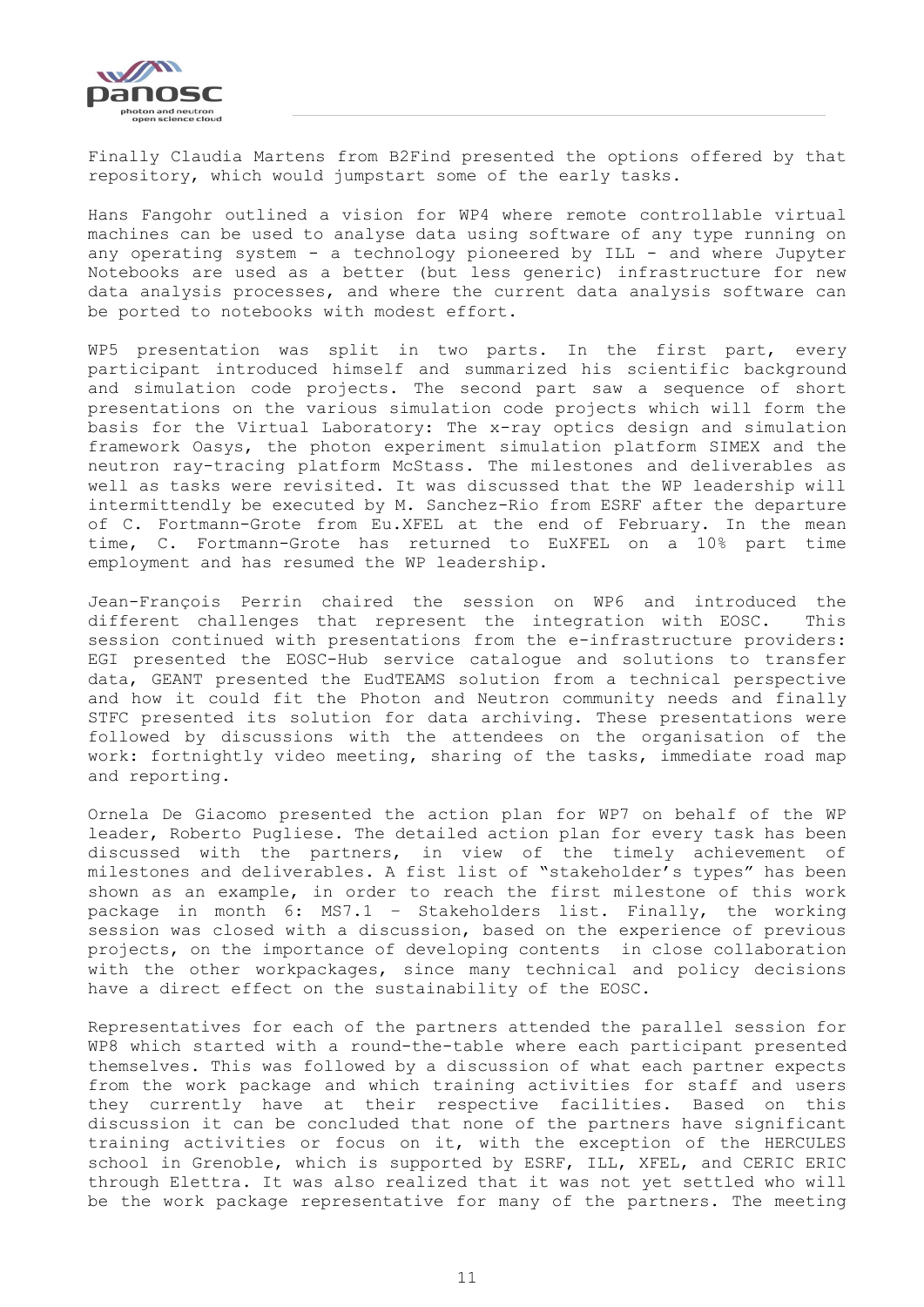Finally Claudia Martens from B2Find presented the options offered by that repository, which would jumpstart some of the early tasks.

Hans Fangohr outlined a vision for WP4 where remote controllable virtual machines can be used to analyse data using software of any type running on any operating system - a technology pioneered by ILL - and where Jupyter Notebooks are used as a better (but less generic) infrastructure for new data analysis processes, and where the current data analysis software can be ported to notebooks with modest effort.

WP5 presentation was split in two parts. In the first part, every participant introduced himself and summarized his scientific background and simulation code projects. The second part saw a sequence of short presentations on the various simulation code projects which will form the basis for the Virtual Laboratory: The x-ray optics design and simulation framework Oasys, the photon experiment simulation platform SIMEX and the neutron ray-tracing platform McStass. The milestones and deliverables as well as tasks were revisited. It was discussed that the WP leadership will intermittendly be executed by M. Sanchez-Rio from ESRF after the departure of C. Fortmann-Grote from Eu.XFEL at the end of February. In the mean time, C. Fortmann-Grote has returned to EuXFEL on a 10% part time employment and has resumed the WP leadership.

Jean-François Perrin chaired the session on WP6 and introduced the different challenges that represent the integration with EOSC. This session continued with presentations from the e-infrastructure providers: EGI presented the EOSC-Hub service catalogue and solutions to transfer data, GEANT presented the EudTEAMS solution from a technical perspective and how it could fit the Photon and Neutron community needs and finally STFC presented its solution for data archiving. These presentations were followed by discussions with the attendees on the organisation of the work: fortnightly video meeting, sharing of the tasks, immediate road map and reporting.

Ornela De Giacomo presented the action plan for WP7 on behalf of the WP leader, Roberto Pugliese. The detailed action plan for every task has been discussed with the partners, in view of the timely achievement of milestones and deliverables. A fist list of "stakeholder's types" has been shown as an example, in order to reach the first milestone of this work package in month 6: MS7.1 – Stakeholders list. Finally, the working session was closed with a discussion, based on the experience of previous projects, on the importance of developing contents in close collaboration with the other workpackages, since many technical and policy decisions have a direct effect on the sustainability of the EOSC.

Representatives for each of the partners attended the parallel session for WP8 which started with a round-the-table where each participant presented themselves. This was followed by a discussion of what each partner expects from the work package and which training activities for staff and users they currently have at their respective facilities. Based on this discussion it can be concluded that none of the partners have significant training activities or focus on it, with the exception of the HERCULES school in Grenoble, which is supported by ESRF, ILL, XFEL, and CERIC ERIC through Elettra. It was also realized that it was not yet settled who will be the work package representative for many of the partners. The meeting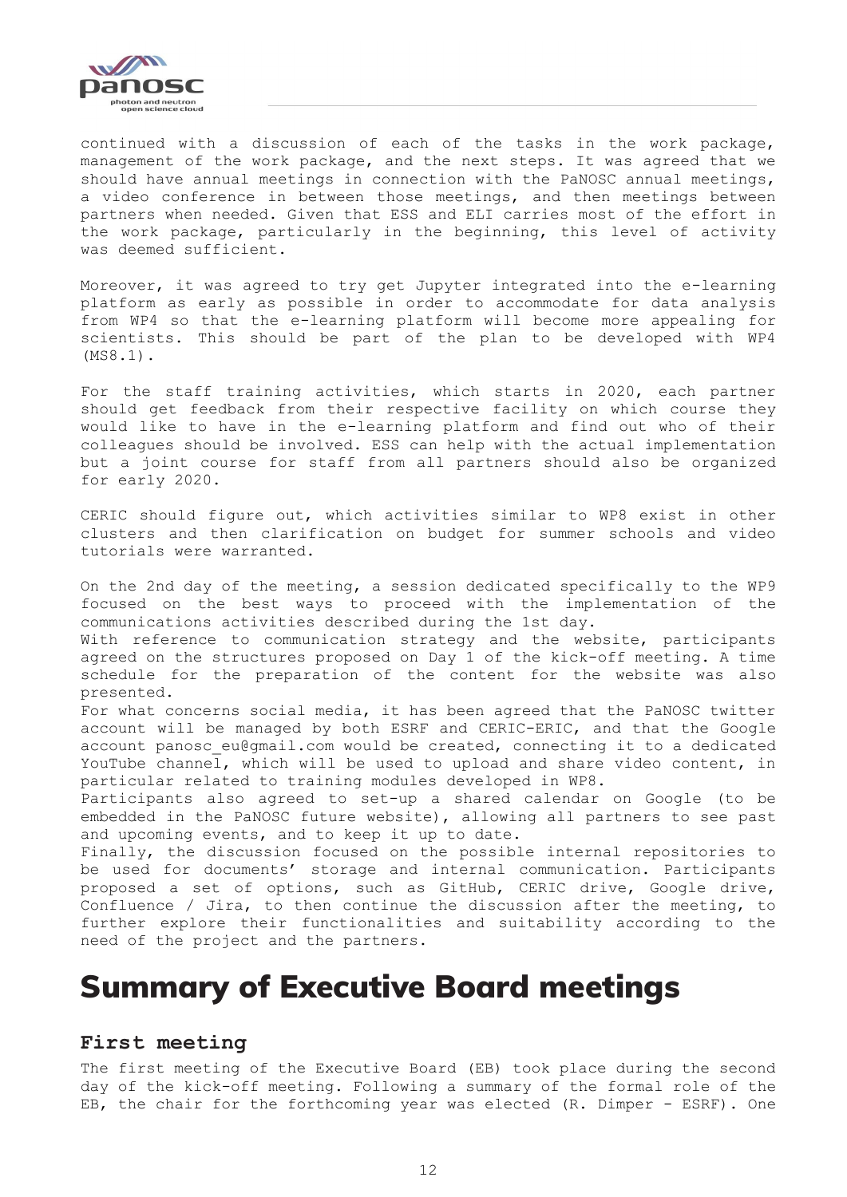continued with a discussion of each of the tasks in the work package, management of the work package, and the next steps. It was agreed that we should have annual meetings in connection with the PaNOSC annual meetings, a video conference in between those meetings, and then meetings between partners when needed. Given that ESS and ELI carries most of the effort in the work package, particularly in the beginning, this level of activity was deemed sufficient.

Moreover, it was agreed to try get Jupyter integrated into the e-learning platform as early as possible in order to accommodate for data analysis from WP4 so that the e-learning platform will become more appealing for scientists. This should be part of the plan to be developed with WP4 (MS8.1).

For the staff training activities, which starts in 2020, each partner should get feedback from their respective facility on which course they would like to have in the e-learning platform and find out who of their colleagues should be involved. ESS can help with the actual implementation but a joint course for staff from all partners should also be organized for early 2020.

CERIC should figure out, which activities similar to WP8 exist in other clusters and then clarification on budget for summer schools and video tutorials were warranted.

On the 2nd day of the meeting, a session dedicated specifically to the WP9 focused on the best ways to proceed with the implementation of the communications activities described during the 1st day.
With reference to communication strategy and the website, participants agreed on the structures proposed on Day 1 of the kick-off meeting. A time schedule for the preparation of the content for the website was also presented.
For what concerns social media, it has been agreed that the PaNOSC twitter account will be managed by both ESRF and CERIC-ERIC, and that the Google account panosc_eu@gmail.com would be created, connecting it to a dedicated YouTube channel, which will be used to upload and share video content, in particular related to training modules developed in WP8.
Participants also agreed to set-up a shared calendar on Google (to be embedded in the PaNOSC future website), allowing all partners to see past and upcoming events, and to keep it up to date.
Finally, the discussion focused on the possible internal repositories to be used for documents' storage and internal communication. Participants proposed a set of options, such as GitHub, CERIC drive, Google drive, Confluence / Jira, to then continue the discussion after the meeting, to further explore their functionalities and suitability according to the need of the project and the partners.

# Summary of Executive Board meetings

## First meeting

The first meeting of the Executive Board (EB) took place during the second day of the kick-off meeting. Following a summary of the formal role of the EB, the chair for the forthcoming year was elected (R. Dimper - ESRF). One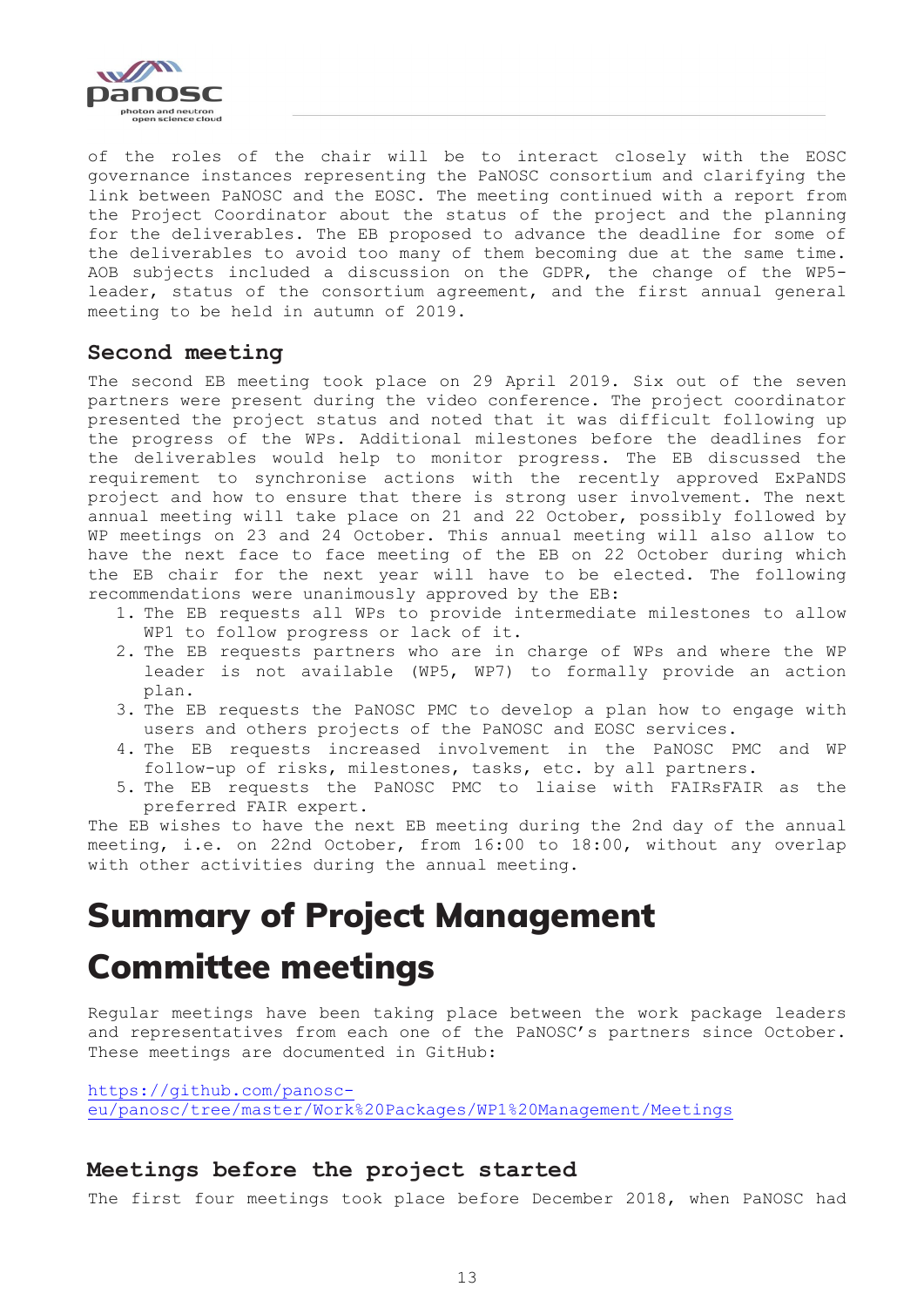of the roles of the chair will be to interact closely with the EOSC governance instances representing the PaNOSC consortium and clarifying the link between PaNOSC and the EOSC. The meeting continued with a report from the Project Coordinator about the status of the project and the planning for the deliverables. The EB proposed to advance the deadline for some of the deliverables to avoid too many of them becoming due at the same time. AOB subjects included a discussion on the GDPR, the change of the WP5-leader, status of the consortium agreement, and the first annual general meeting to be held in autumn of 2019.

### Second meeting

The second EB meeting took place on 29 April 2019. Six out of the seven partners were present during the video conference. The project coordinator presented the project status and noted that it was difficult following up the progress of the WPs. Additional milestones before the deadlines for the deliverables would help to monitor progress. The EB discussed the requirement to synchronise actions with the recently approved ExPaNDS project and how to ensure that there is strong user involvement. The next annual meeting will take place on 21 and 22 October, possibly followed by WP meetings on 23 and 24 October. This annual meeting will also allow to have the next face to face meeting of the EB on 22 October during which the EB chair for the next year will have to be elected. The following recommendations were unanimously approved by the EB:

1. The EB requests all WPs to provide intermediate milestones to allow WP1 to follow progress or lack of it.
2. The EB requests partners who are in charge of WPs and where the WP leader is not available (WP5, WP7) to formally provide an action plan.
3. The EB requests the PaNOSC PMC to develop a plan how to engage with users and others projects of the PaNOSC and EOSC services.
4. The EB requests increased involvement in the PaNOSC PMC and WP follow-up of risks, milestones, tasks, etc. by all partners.
5. The EB requests the PaNOSC PMC to liaise with FAIRsFAIR as the preferred FAIR expert.

The EB wishes to have the next EB meeting during the 2nd day of the annual meeting, i.e. on 22nd October, from 16:00 to 18:00, without any overlap with other activities during the annual meeting.

# Summary of Project Management Committee meetings

Regular meetings have been taking place between the work package leaders and representatives from each one of the PaNOSC's partners since October. These meetings are documented in GitHub:

https://github.com/panosc-eu/panosc/tree/master/Work%20Packages/WP1%20Management/Meetings

### Meetings before the project started

The first four meetings took place before December 2018, when PaNOSC had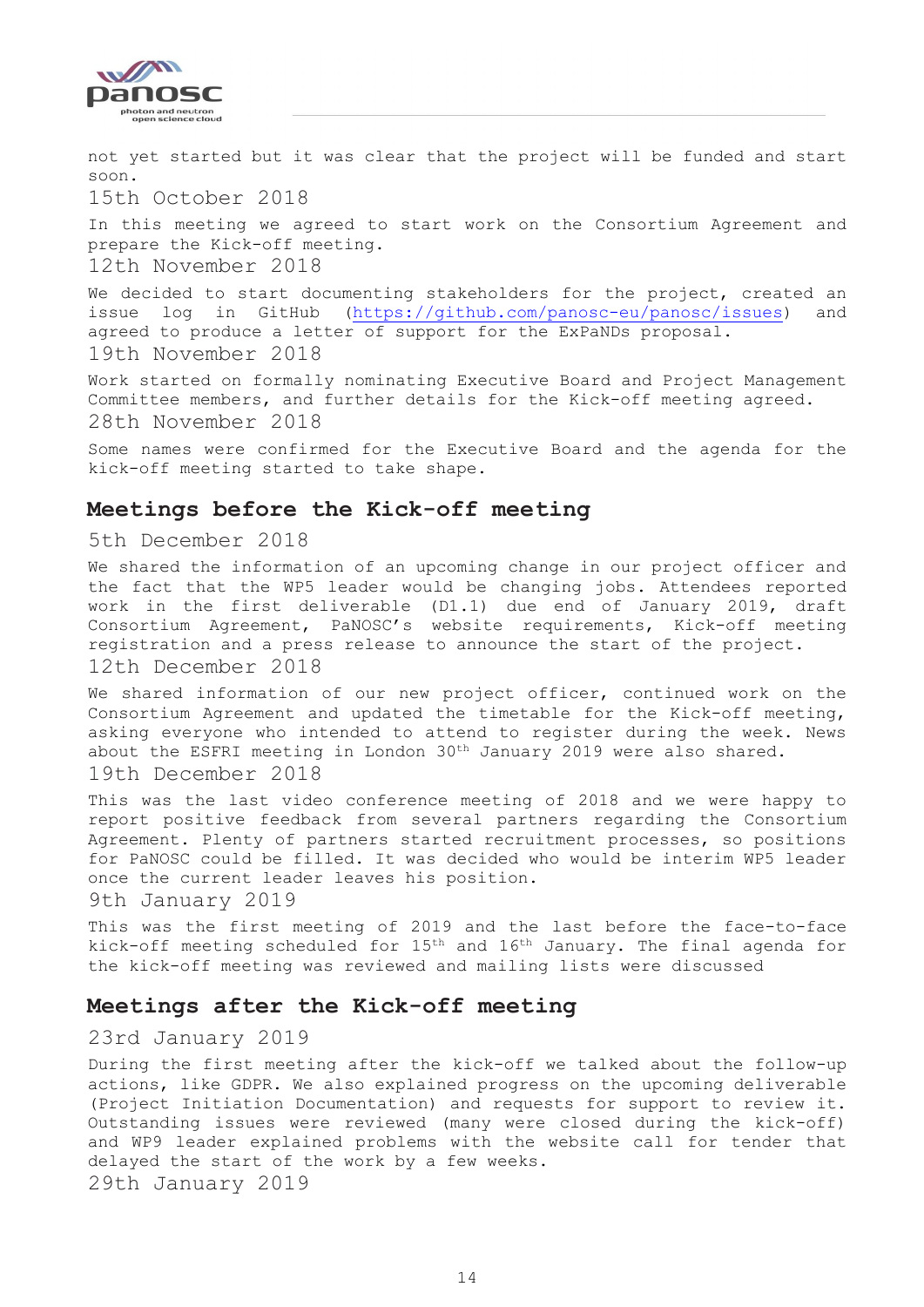not yet started but it was clear that the project will be funded and start soon.

15th October 2018

In this meeting we agreed to start work on the Consortium Agreement and prepare the Kick-off meeting.

12th November 2018

We decided to start documenting stakeholders for the project, created an issue log in GitHub (https://github.com/panosc-eu/panosc/issues) and agreed to produce a letter of support for the ExPaNDs proposal.

19th November 2018

Work started on formally nominating Executive Board and Project Management Committee members, and further details for the Kick-off meeting agreed.

28th November 2018

Some names were confirmed for the Executive Board and the agenda for the kick-off meeting started to take shape.

## Meetings before the Kick-off meeting

5th December 2018

We shared the information of an upcoming change in our project officer and the fact that the WP5 leader would be changing jobs. Attendees reported work in the first deliverable (D1.1) due end of January 2019, draft Consortium Agreement, PaNOSC's website requirements, Kick-off meeting registration and a press release to announce the start of the project.

12th December 2018

We shared information of our new project officer, continued work on the Consortium Agreement and updated the timetable for the Kick-off meeting, asking everyone who intended to attend to register during the week. News about the ESFRI meeting in London 30th January 2019 were also shared.

19th December 2018

This was the last video conference meeting of 2018 and we were happy to report positive feedback from several partners regarding the Consortium Agreement. Plenty of partners started recruitment processes, so positions for PaNOSC could be filled. It was decided who would be interim WP5 leader once the current leader leaves his position.

9th January 2019

This was the first meeting of 2019 and the last before the face-to-face kick-off meeting scheduled for 15th and 16th January. The final agenda for the kick-off meeting was reviewed and mailing lists were discussed

## Meetings after the Kick-off meeting

23rd January 2019

During the first meeting after the kick-off we talked about the follow-up actions, like GDPR. We also explained progress on the upcoming deliverable (Project Initiation Documentation) and requests for support to review it. Outstanding issues were reviewed (many were closed during the kick-off) and WP9 leader explained problems with the website call for tender that delayed the start of the work by a few weeks.

29th January 2019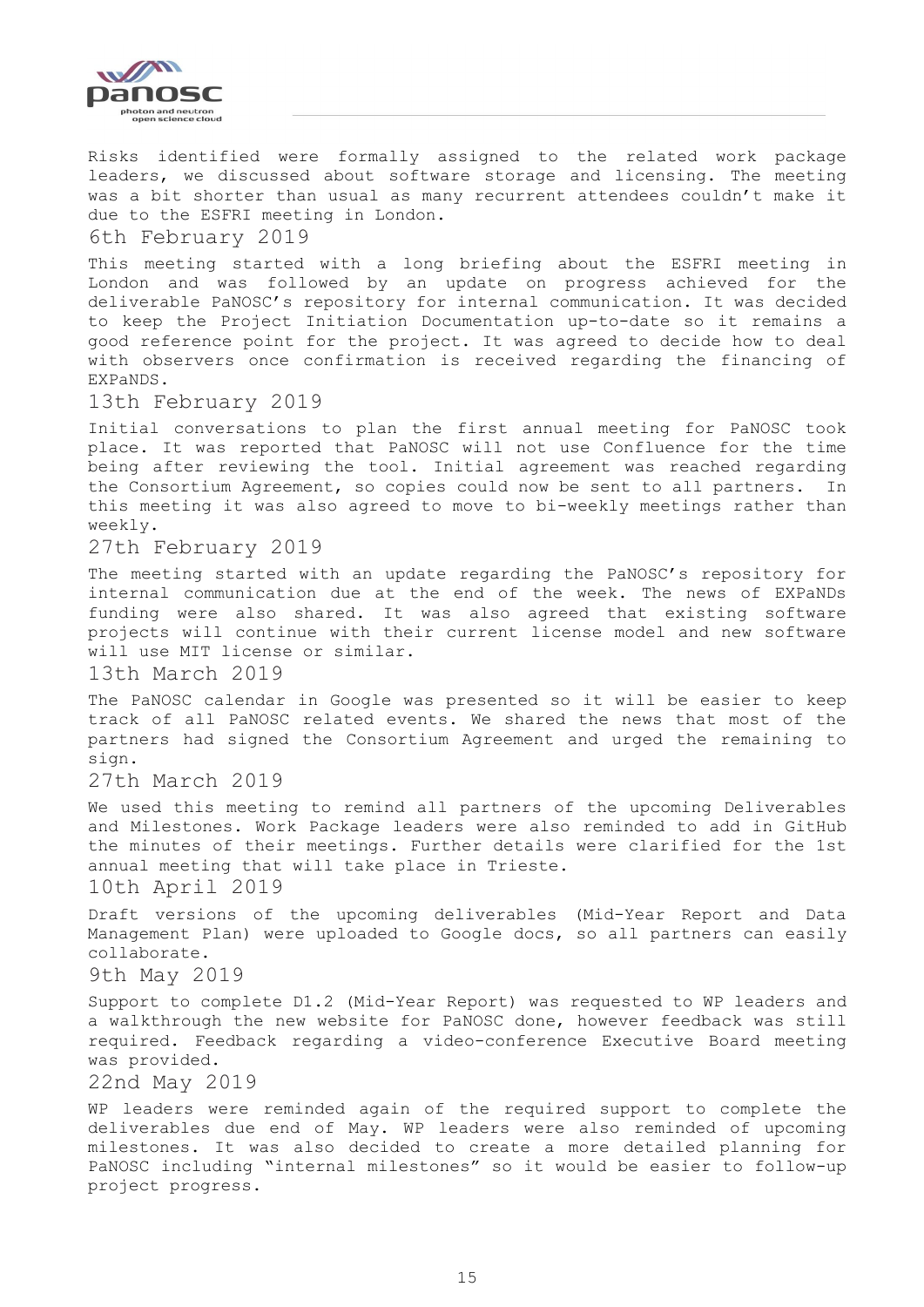Risks identified were formally assigned to the related work package leaders, we discussed about software storage and licensing. The meeting was a bit shorter than usual as many recurrent attendees couldn't make it due to the ESFRI meeting in London.

### 6th February 2019

This meeting started with a long briefing about the ESFRI meeting in London and was followed by an update on progress achieved for the deliverable PaNOSC's repository for internal communication. It was decided to keep the Project Initiation Documentation up-to-date so it remains a good reference point for the project. It was agreed to decide how to deal with observers once confirmation is received regarding the financing of EXPaNDS.

### 13th February 2019

Initial conversations to plan the first annual meeting for PaNOSC took place. It was reported that PaNOSC will not use Confluence for the time being after reviewing the tool. Initial agreement was reached regarding the Consortium Agreement, so copies could now be sent to all partners. In this meeting it was also agreed to move to bi-weekly meetings rather than weekly.

### 27th February 2019

The meeting started with an update regarding the PaNOSC's repository for internal communication due at the end of the week. The news of EXPaNDs funding were also shared. It was also agreed that existing software projects will continue with their current license model and new software will use MIT license or similar.

### 13th March 2019

The PaNOSC calendar in Google was presented so it will be easier to keep track of all PaNOSC related events. We shared the news that most of the partners had signed the Consortium Agreement and urged the remaining to sign.

### 27th March 2019

We used this meeting to remind all partners of the upcoming Deliverables and Milestones. Work Package leaders were also reminded to add in GitHub the minutes of their meetings. Further details were clarified for the 1st annual meeting that will take place in Trieste.

### 10th April 2019

Draft versions of the upcoming deliverables (Mid-Year Report and Data Management Plan) were uploaded to Google docs, so all partners can easily collaborate.

### 9th May 2019

Support to complete D1.2 (Mid-Year Report) was requested to WP leaders and a walkthrough the new website for PaNOSC done, however feedback was still required. Feedback regarding a video-conference Executive Board meeting was provided.

### 22nd May 2019

WP leaders were reminded again of the required support to complete the deliverables due end of May. WP leaders were also reminded of upcoming milestones. It was also decided to create a more detailed planning for PaNOSC including "internal milestones" so it would be easier to follow-up project progress.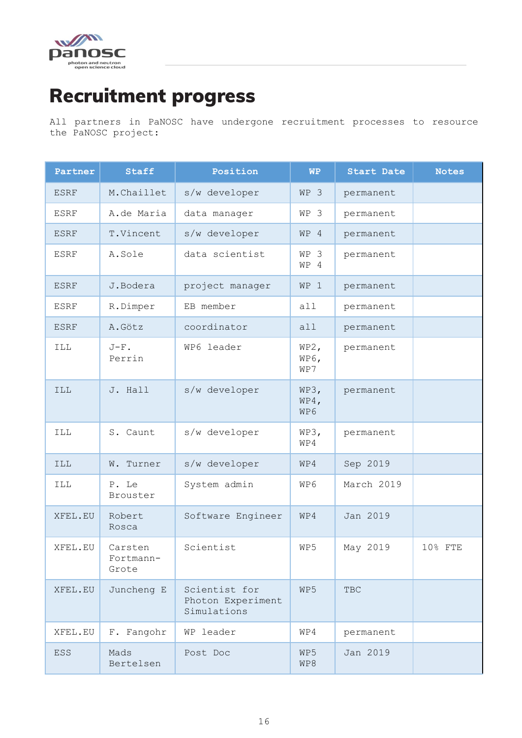# Recruitment progress

All partners in PaNOSC have undergone recruitment processes to resource the PaNOSC project:

| Partner | Staff | Position | WP | Start Date | Notes |
|---|---|---|---|---|---|
| ESRF | M.Chaillet | s/w developer | WP 3 | permanent | |
| ESRF | A.de Maria | data manager | WP 3 | permanent | |
| ESRF | T.Vincent | s/w developer | WP 4 | permanent | |
| ESRF | A.Sole | data scientist | WP 3 WP 4 | permanent | |
| ESRF | J.Bodera | project manager | WP 1 | permanent | |
| ESRF | R.Dimper | EB member | all | permanent | |
| ESRF | A.Götz | coordinator | all | permanent | |
| ILL | J-F. Perrin | WP6 leader | WP2, WP6, WP7 | permanent | |
| ILL | J. Hall | s/w developer | WP3, WP4, WP6 | permanent | |
| ILL | S. Caunt | s/w developer | WP3, WP4 | permanent | |
| ILL | W. Turner | s/w developer | WP4 | Sep 2019 | |
| ILL | P. Le Brouster | System admin | WP6 | March 2019 | |
| XFEL.EU | Robert Rosca | Software Engineer | WP4 | Jan 2019 | |
| XFEL.EU | Carsten Fortmann-Grote | Scientist | WP5 | May 2019 | 10% FTE |
| XFEL.EU | Juncheng E | Scientist for Photon Experiment Simulations | WP5 | TBC | |
| XFEL.EU | F. Fangohr | WP leader | WP4 | permanent | |
| ESS | Mads Bertelsen | Post Doc | WP5 WP8 | Jan 2019 | |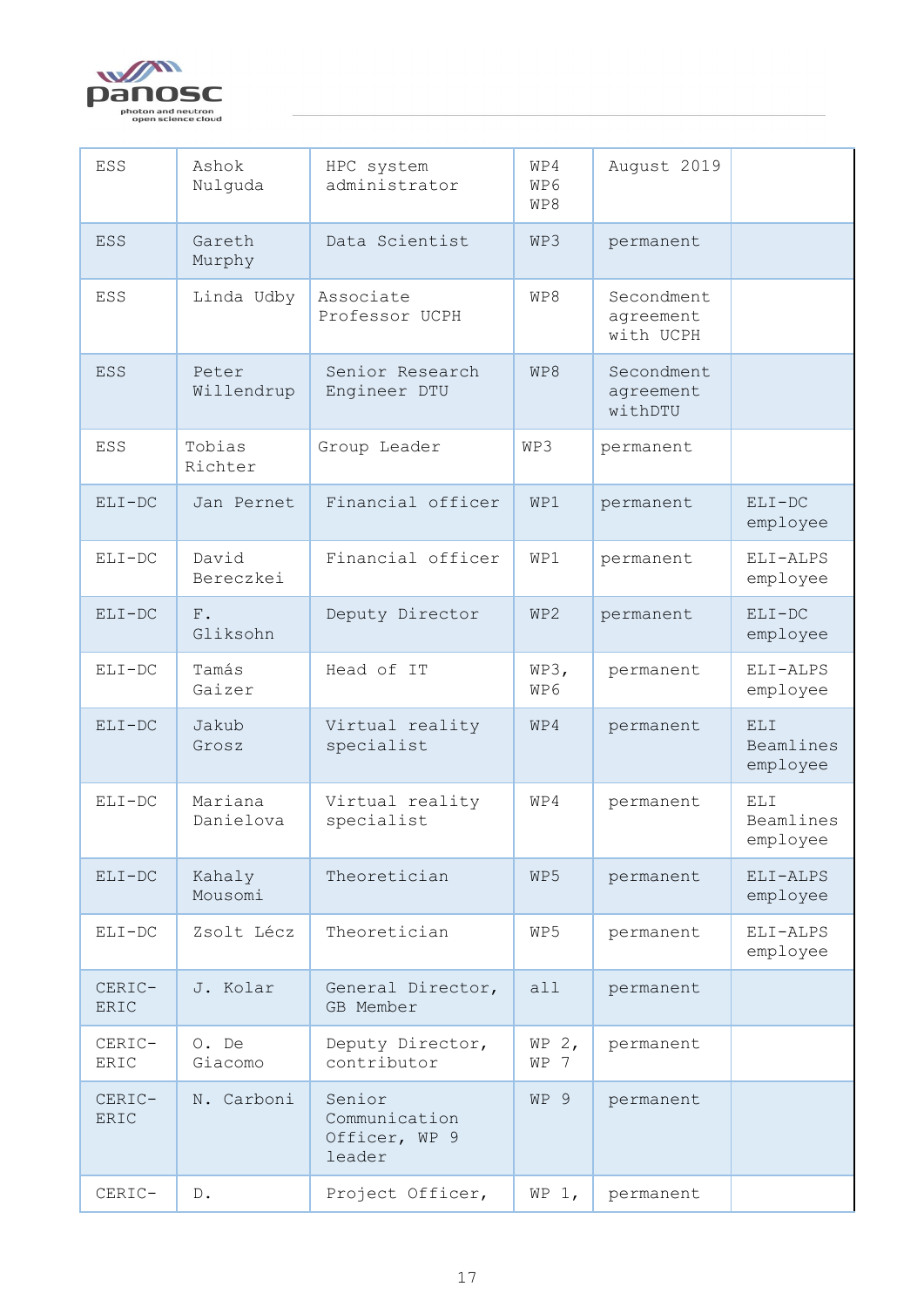| ESS | Ashok Nulguda | HPC system administrator | WP4 WP6 WP8 | August 2019 | |
|---|---|---|---|---|---|
| ESS | Gareth Murphy | Data Scientist | WP3 | permanent | |
| ESS | Linda Udby | Associate Professor UCPH | WP8 | Secondment agreement with UCPH | |
| ESS | Peter Willendrup | Senior Research Engineer DTU | WP8 | Secondment agreement withDTU | |
| ESS | Tobias Richter | Group Leader | WP3 | permanent | |
| ELI-DC | Jan Pernet | Financial officer | WP1 | permanent | ELI-DC employee |
| ELI-DC | David Bereczkei | Financial officer | WP1 | permanent | ELI-ALPS employee |
| ELI-DC | F. Gliksohn | Deputy Director | WP2 | permanent | ELI-DC employee |
| ELI-DC | Tamás Gaizer | Head of IT | WP3, WP6 | permanent | ELI-ALPS employee |
| ELI-DC | Jakub Grosz | Virtual reality specialist | WP4 | permanent | ELI Beamlines employee |
| ELI-DC | Mariana Danielova | Virtual reality specialist | WP4 | permanent | ELI Beamlines employee |
| ELI-DC | Kahaly Mousomi | Theoretician | WP5 | permanent | ELI-ALPS employee |
| ELI-DC | Zsolt Lécz | Theoretician | WP5 | permanent | ELI-ALPS employee |
| CERIC-ERIC | J. Kolar | General Director, GB Member | all | permanent | |
| CERIC-ERIC | O. De Giacomo | Deputy Director, contributor | WP 2, WP 7 | permanent | |
| CERIC-ERIC | N. Carboni | Senior Communication Officer, WP 9 leader | WP 9 | permanent | |
| CERIC- | D. | Project Officer, | WP 1, | permanent | |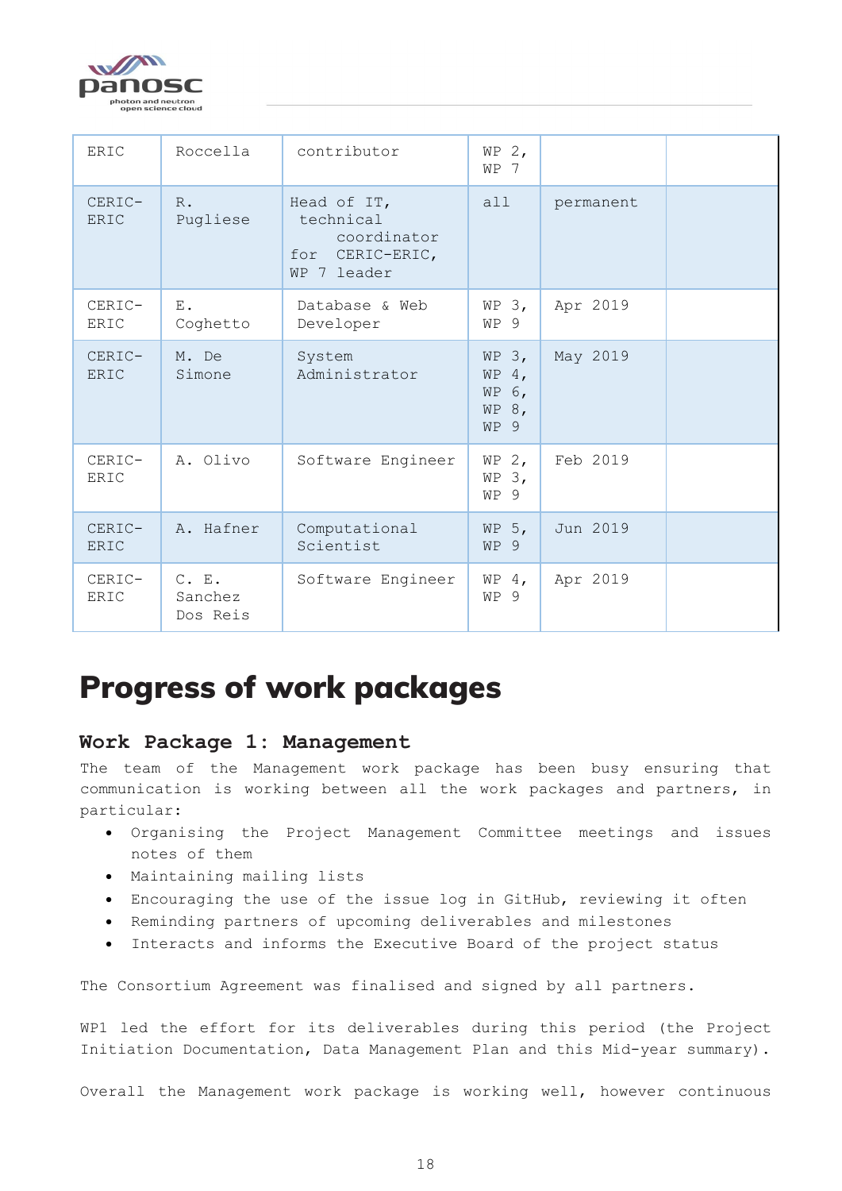| | | | | | |
|---|---|---|---|---|---|
| ERIC | Roccella | contributor | WP 2, WP 7 | | |
| CERIC-ERIC | R. Pugliese | Head of IT, technical coordinator for CERIC-ERIC, WP 7 leader | all | permanent | |
| CERIC-ERIC | E. Coghetto | Database & Web Developer | WP 3, WP 9 | Apr 2019 | |
| CERIC-ERIC | M. De Simone | System Administrator | WP 3, WP 4, WP 6, WP 8, WP 9 | May 2019 | |
| CERIC-ERIC | A. Olivo | Software Engineer | WP 2, WP 3, WP 9 | Feb 2019 | |
| CERIC-ERIC | A. Hafner | Computational Scientist | WP 5, WP 9 | Jun 2019 | |
| CERIC-ERIC | C. E. Sanchez Dos Reis | Software Engineer | WP 4, WP 9 | Apr 2019 | |

# Progress of work packages

## Work Package 1: Management

The team of the Management work package has been busy ensuring that communication is working between all the work packages and partners, in particular:

- Organising the Project Management Committee meetings and issues notes of them
- Maintaining mailing lists
- Encouraging the use of the issue log in GitHub, reviewing it often
- Reminding partners of upcoming deliverables and milestones
- Interacts and informs the Executive Board of the project status

The Consortium Agreement was finalised and signed by all partners.

WP1 led the effort for its deliverables during this period (the Project Initiation Documentation, Data Management Plan and this Mid-year summary).

Overall the Management work package is working well, however continuous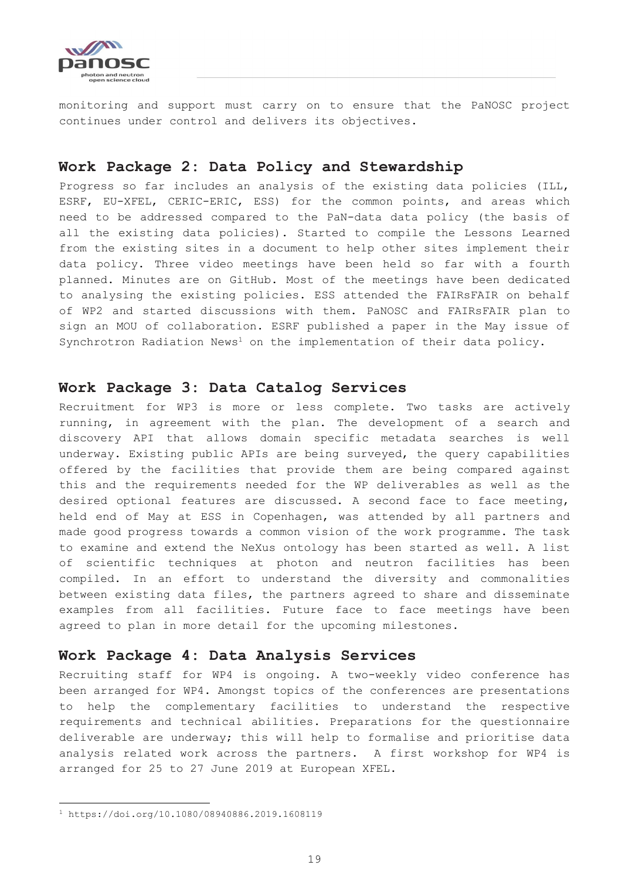monitoring and support must carry on to ensure that the PaNOSC project continues under control and delivers its objectives.

## Work Package 2: Data Policy and Stewardship

Progress so far includes an analysis of the existing data policies (ILL, ESRF, EU-XFEL, CERIC-ERIC, ESS) for the common points, and areas which need to be addressed compared to the PaN-data data policy (the basis of all the existing data policies). Started to compile the Lessons Learned from the existing sites in a document to help other sites implement their data policy. Three video meetings have been held so far with a fourth planned. Minutes are on GitHub. Most of the meetings have been dedicated to analysing the existing policies. ESS attended the FAIRsFAIR on behalf of WP2 and started discussions with them. PaNOSC and FAIRsFAIR plan to sign an MOU of collaboration. ESRF published a paper in the May issue of Synchrotron Radiation News[1] on the implementation of their data policy.

## Work Package 3: Data Catalog Services

Recruitment for WP3 is more or less complete. Two tasks are actively running, in agreement with the plan. The development of a search and discovery API that allows domain specific metadata searches is well underway. Existing public APIs are being surveyed, the query capabilities offered by the facilities that provide them are being compared against this and the requirements needed for the WP deliverables as well as the desired optional features are discussed. A second face to face meeting, held end of May at ESS in Copenhagen, was attended by all partners and made good progress towards a common vision of the work programme. The task to examine and extend the NeXus ontology has been started as well. A list of scientific techniques at photon and neutron facilities has been compiled. In an effort to understand the diversity and commonalities between existing data files, the partners agreed to share and disseminate examples from all facilities. Future face to face meetings have been agreed to plan in more detail for the upcoming milestones.

## Work Package 4: Data Analysis Services

Recruiting staff for WP4 is ongoing. A two-weekly video conference has been arranged for WP4. Amongst topics of the conferences are presentations to help the complementary facilities to understand the respective requirements and technical abilities. Preparations for the questionnaire deliverable are underway; this will help to formalise and prioritise data analysis related work across the partners. A first workshop for WP4 is arranged for 25 to 27 June 2019 at European XFEL.

---

[1] https://doi.org/10.1080/08940886.2019.1608119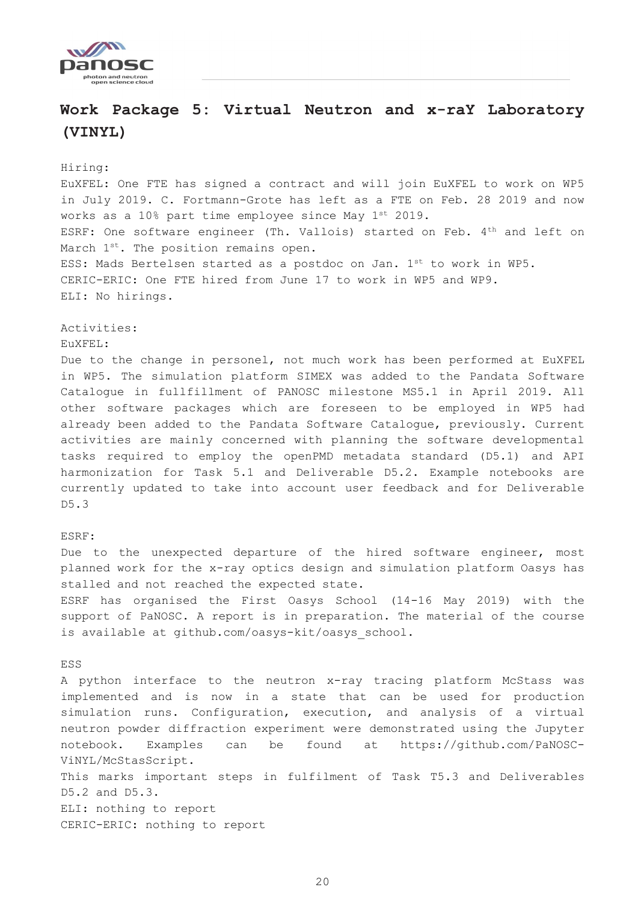## Work Package 5: Virtual Neutron and x-raY Laboratory (VINYL)

Hiring:
EuXFEL: One FTE has signed a contract and will join EuXFEL to work on WP5 in July 2019. C. Fortmann-Grote has left as a FTE on Feb. 28 2019 and now works as a 10% part time employee since May 1st 2019.
ESRF: One software engineer (Th. Vallois) started on Feb. 4th and left on March 1st. The position remains open.
ESS: Mads Bertelsen started as a postdoc on Jan. 1st to work in WP5.
CERIC-ERIC: One FTE hired from June 17 to work in WP5 and WP9.
ELI: No hirings.

Activities:
EuXFEL:
Due to the change in personel, not much work has been performed at EuXFEL in WP5. The simulation platform SIMEX was added to the Pandata Software Catalogue in fullfillment of PANOSC milestone MS5.1 in April 2019. All other software packages which are foreseen to be employed in WP5 had already been added to the Pandata Software Catalogue, previously. Current activities are mainly concerned with planning the software developmental tasks required to employ the openPMD metadata standard (D5.1) and API harmonization for Task 5.1 and Deliverable D5.2. Example notebooks are currently updated to take into account user feedback and for Deliverable D5.3

ESRF:
Due to the unexpected departure of the hired software engineer, most planned work for the x-ray optics design and simulation platform Oasys has stalled and not reached the expected state.
ESRF has organised the First Oasys School (14-16 May 2019) with the support of PaNOSC. A report is in preparation. The material of the course is available at github.com/oasys-kit/oasys_school.

ESS
A python interface to the neutron x-ray tracing platform McStass was implemented and is now in a state that can be used for production simulation runs. Configuration, execution, and analysis of a virtual neutron powder diffraction experiment were demonstrated using the Jupyter notebook. Examples can be found at https://github.com/PaNOSC-ViNYL/McStasScript.
This marks important steps in fulfilment of Task T5.3 and Deliverables D5.2 and D5.3.
ELI: nothing to report
CERIC-ERIC: nothing to report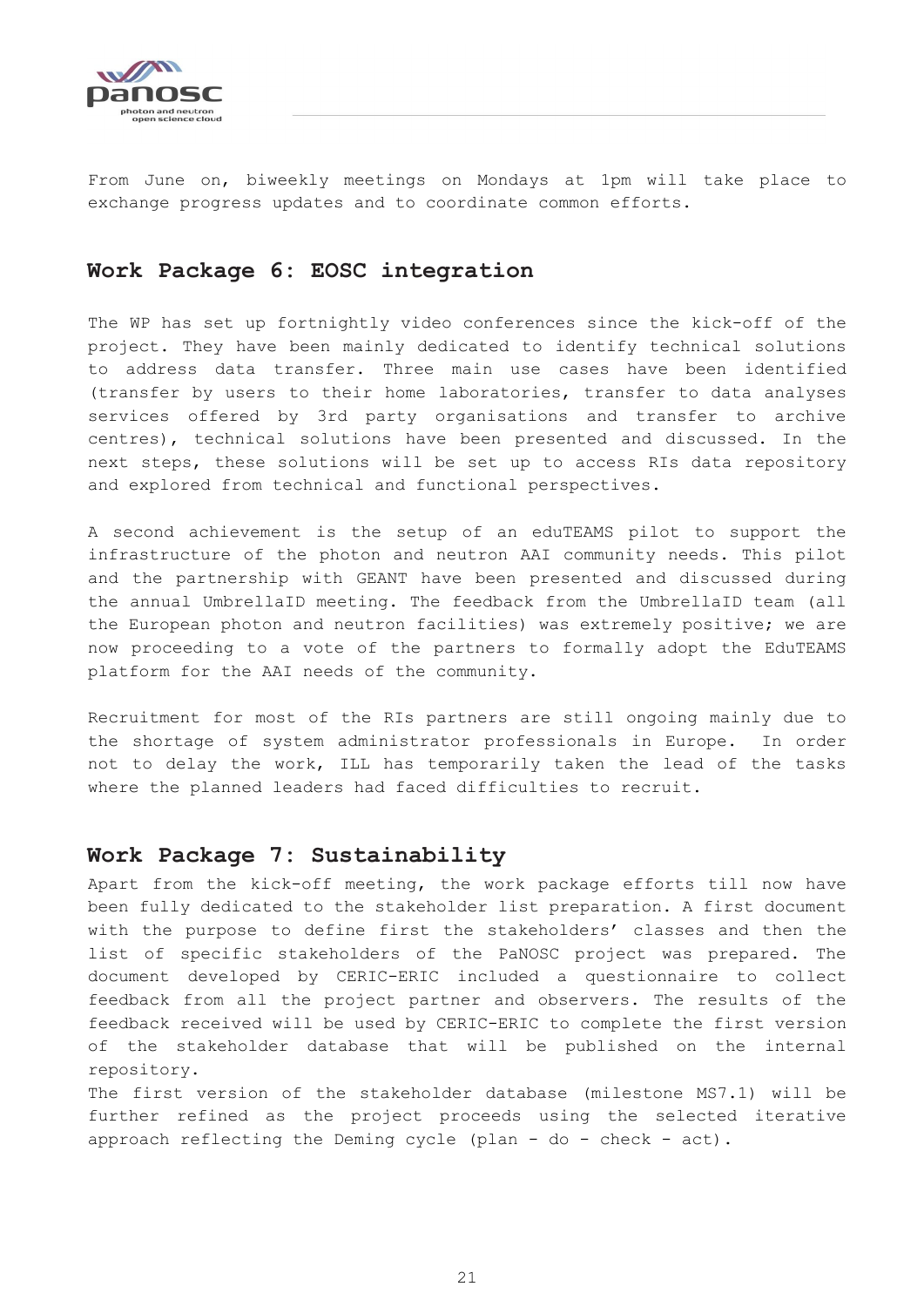From June on, biweekly meetings on Mondays at 1pm will take place to exchange progress updates and to coordinate common efforts.

## Work Package 6: EOSC integration

The WP has set up fortnightly video conferences since the kick-off of the project. They have been mainly dedicated to identify technical solutions to address data transfer. Three main use cases have been identified (transfer by users to their home laboratories, transfer to data analyses services offered by 3rd party organisations and transfer to archive centres), technical solutions have been presented and discussed. In the next steps, these solutions will be set up to access RIs data repository and explored from technical and functional perspectives.

A second achievement is the setup of an eduTEAMS pilot to support the infrastructure of the photon and neutron AAI community needs. This pilot and the partnership with GEANT have been presented and discussed during the annual UmbrellaID meeting. The feedback from the UmbrellaID team (all the European photon and neutron facilities) was extremely positive; we are now proceeding to a vote of the partners to formally adopt the EduTEAMS platform for the AAI needs of the community.

Recruitment for most of the RIs partners are still ongoing mainly due to the shortage of system administrator professionals in Europe. In order not to delay the work, ILL has temporarily taken the lead of the tasks where the planned leaders had faced difficulties to recruit.

## Work Package 7: Sustainability

Apart from the kick-off meeting, the work package efforts till now have been fully dedicated to the stakeholder list preparation. A first document with the purpose to define first the stakeholders' classes and then the list of specific stakeholders of the PaNOSC project was prepared. The document developed by CERIC-ERIC included a questionnaire to collect feedback from all the project partner and observers. The results of the feedback received will be used by CERIC-ERIC to complete the first version of the stakeholder database that will be published on the internal repository.

The first version of the stakeholder database (milestone MS7.1) will be further refined as the project proceeds using the selected iterative approach reflecting the Deming cycle (plan - do - check - act).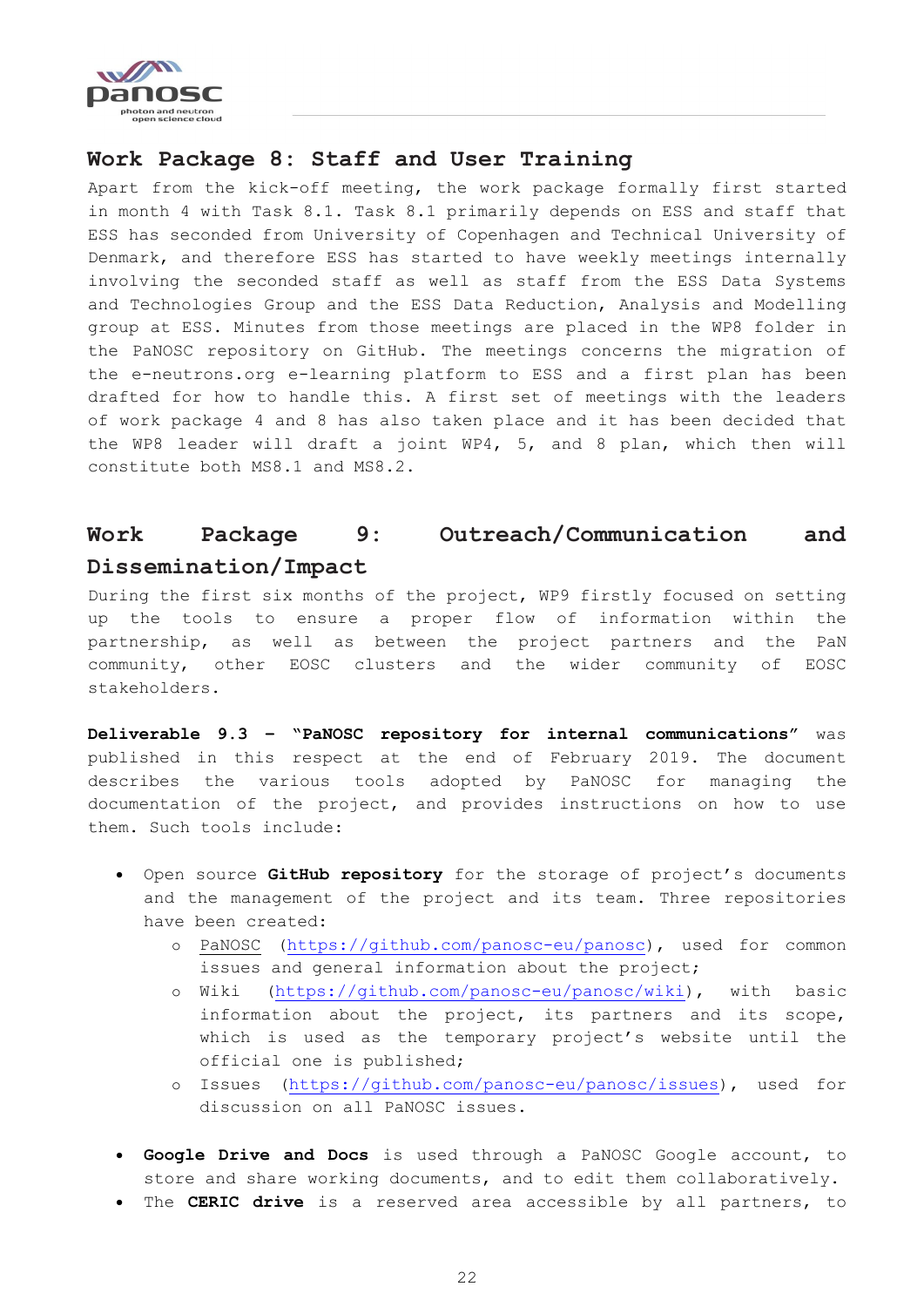## Work Package 8: Staff and User Training

Apart from the kick-off meeting, the work package formally first started in month 4 with Task 8.1. Task 8.1 primarily depends on ESS and staff that ESS has seconded from University of Copenhagen and Technical University of Denmark, and therefore ESS has started to have weekly meetings internally involving the seconded staff as well as staff from the ESS Data Systems and Technologies Group and the ESS Data Reduction, Analysis and Modelling group at ESS. Minutes from those meetings are placed in the WP8 folder in the PaNOSC repository on GitHub. The meetings concerns the migration of the e-neutrons.org e-learning platform to ESS and a first plan has been drafted for how to handle this. A first set of meetings with the leaders of work package 4 and 8 has also taken place and it has been decided that the WP8 leader will draft a joint WP4, 5, and 8 plan, which then will constitute both MS8.1 and MS8.2.

## Work Package 9: Outreach/Communication and Dissemination/Impact

During the first six months of the project, WP9 firstly focused on setting up the tools to ensure a proper flow of information within the partnership, as well as between the project partners and the PaN community, other EOSC clusters and the wider community of EOSC stakeholders.

**Deliverable 9.3 – "PaNOSC repository for internal communications"** was published in this respect at the end of February 2019. The document describes the various tools adopted by PaNOSC for managing the documentation of the project, and provides instructions on how to use them. Such tools include:

- Open source **GitHub repository** for the storage of project's documents and the management of the project and its team. Three repositories have been created:
  - PaNOSC (https://github.com/panosc-eu/panosc), used for common issues and general information about the project;
  - Wiki (https://github.com/panosc-eu/panosc/wiki), with basic information about the project, its partners and its scope, which is used as the temporary project's website until the official one is published;
  - Issues (https://github.com/panosc-eu/panosc/issues), used for discussion on all PaNOSC issues.

- **Google Drive and Docs** is used through a PaNOSC Google account, to store and share working documents, and to edit them collaboratively.
- The **CERIC drive** is a reserved area accessible by all partners, to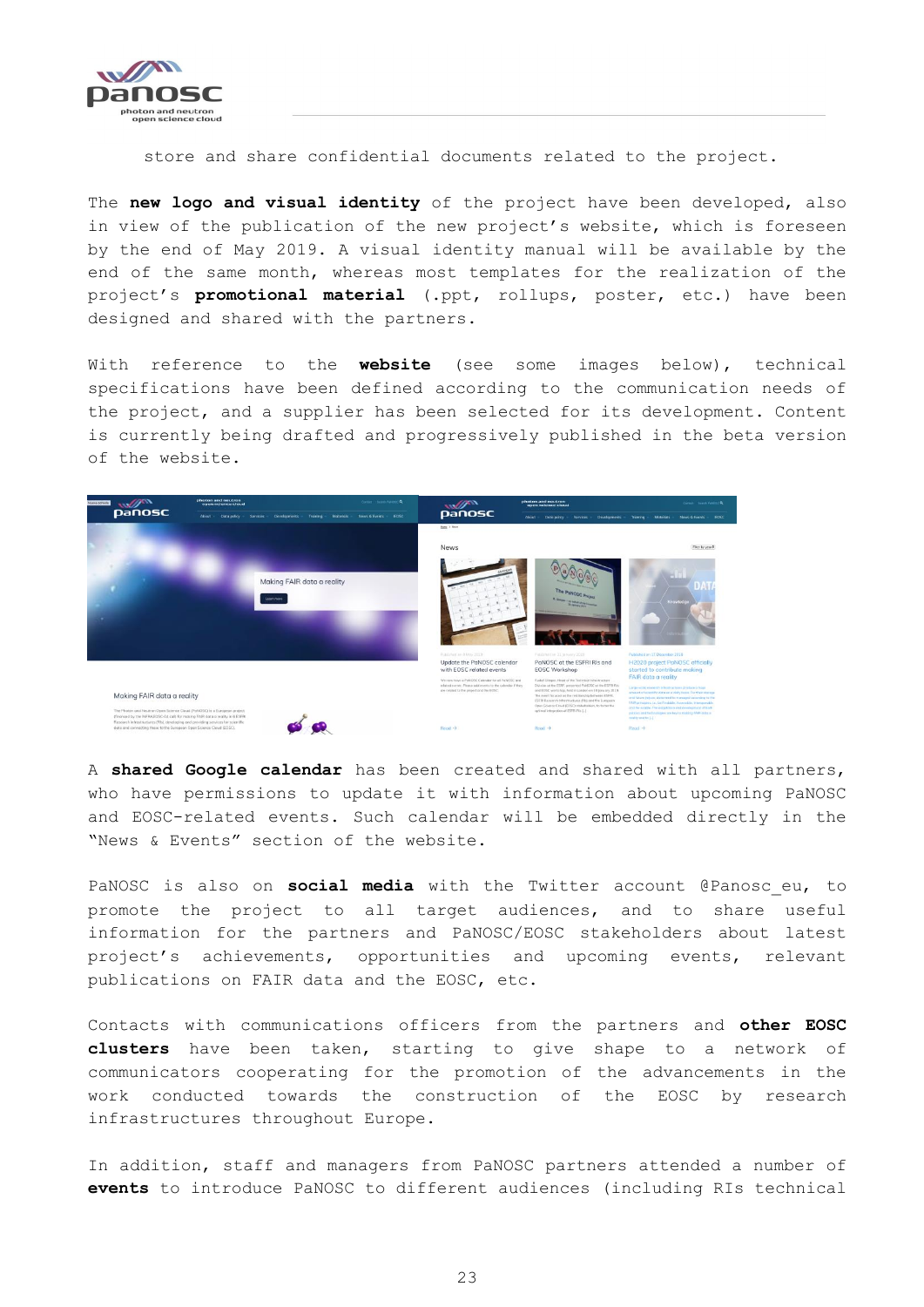store and share confidential documents related to the project.

The **new logo and visual identity** of the project have been developed, also in view of the publication of the new project's website, which is foreseen by the end of May 2019. A visual identity manual will be available by the end of the same month, whereas most templates for the realization of the project's **promotional material** (.ppt, rollups, poster, etc.) have been designed and shared with the partners.

With reference to the **website** (see some images below), technical specifications have been defined according to the communication needs of the project, and a supplier has been selected for its development. Content is currently being drafted and progressively published in the beta version of the website.

A **shared Google calendar** has been created and shared with all partners, who have permissions to update it with information about upcoming PaNOSC and EOSC-related events. Such calendar will be embedded directly in the "News & Events" section of the website.

PaNOSC is also on **social media** with the Twitter account @Panosc_eu, to promote the project to all target audiences, and to share useful information for the partners and PaNOSC/EOSC stakeholders about latest project's achievements, opportunities and upcoming events, relevant publications on FAIR data and the EOSC, etc.

Contacts with communications officers from the partners and **other EOSC clusters** have been taken, starting to give shape to a network of communicators cooperating for the promotion of the advancements in the work conducted towards the construction of the EOSC by research infrastructures throughout Europe.

In addition, staff and managers from PaNOSC partners attended a number of **events** to introduce PaNOSC to different audiences (including RIs technical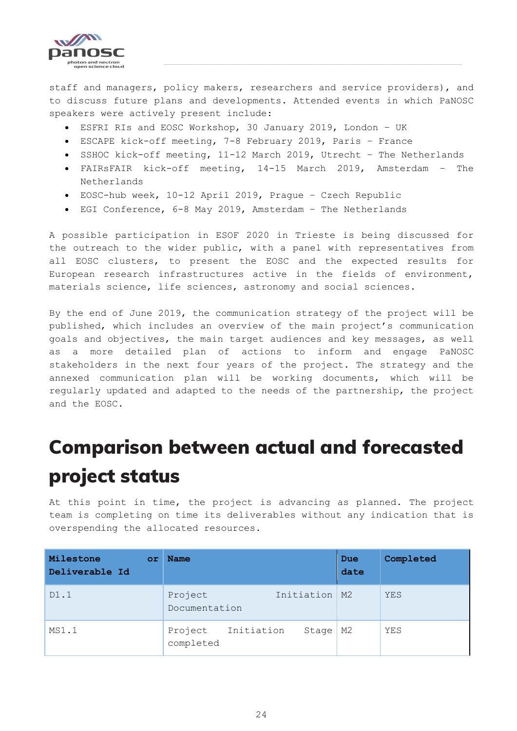staff and managers, policy makers, researchers and service providers), and to discuss future plans and developments. Attended events in which PaNOSC speakers were actively present include:

- ESFRI RIs and EOSC Workshop, 30 January 2019, London – UK
- ESCAPE kick-off meeting, 7-8 February 2019, Paris – France
- SSHOC kick-off meeting, 11-12 March 2019, Utrecht – The Netherlands
- FAIRsFAIR kick-off meeting, 14-15 March 2019, Amsterdam – The Netherlands
- EOSC-hub week, 10-12 April 2019, Prague – Czech Republic
- EGI Conference, 6-8 May 2019, Amsterdam – The Netherlands

A possible participation in ESOF 2020 in Trieste is being discussed for the outreach to the wider public, with a panel with representatives from all EOSC clusters, to present the EOSC and the expected results for European research infrastructures active in the fields of environment, materials science, life sciences, astronomy and social sciences.

By the end of June 2019, the communication strategy of the project will be published, which includes an overview of the main project's communication goals and objectives, the main target audiences and key messages, as well as a more detailed plan of actions to inform and engage PaNOSC stakeholders in the next four years of the project. The strategy and the annexed communication plan will be working documents, which will be regularly updated and adapted to the needs of the partnership, the project and the EOSC.

# Comparison between actual and forecasted project status

At this point in time, the project is advancing as planned. The project team is completing on time its deliverables without any indication that is overspending the allocated resources.

| Milestone or Deliverable Id | Name | Due date | Completed |
|---|---|---|---|
| D1.1 | Project Initiation Documentation | M2 | YES |
| MS1.1 | Project Initiation Stage completed | M2 | YES |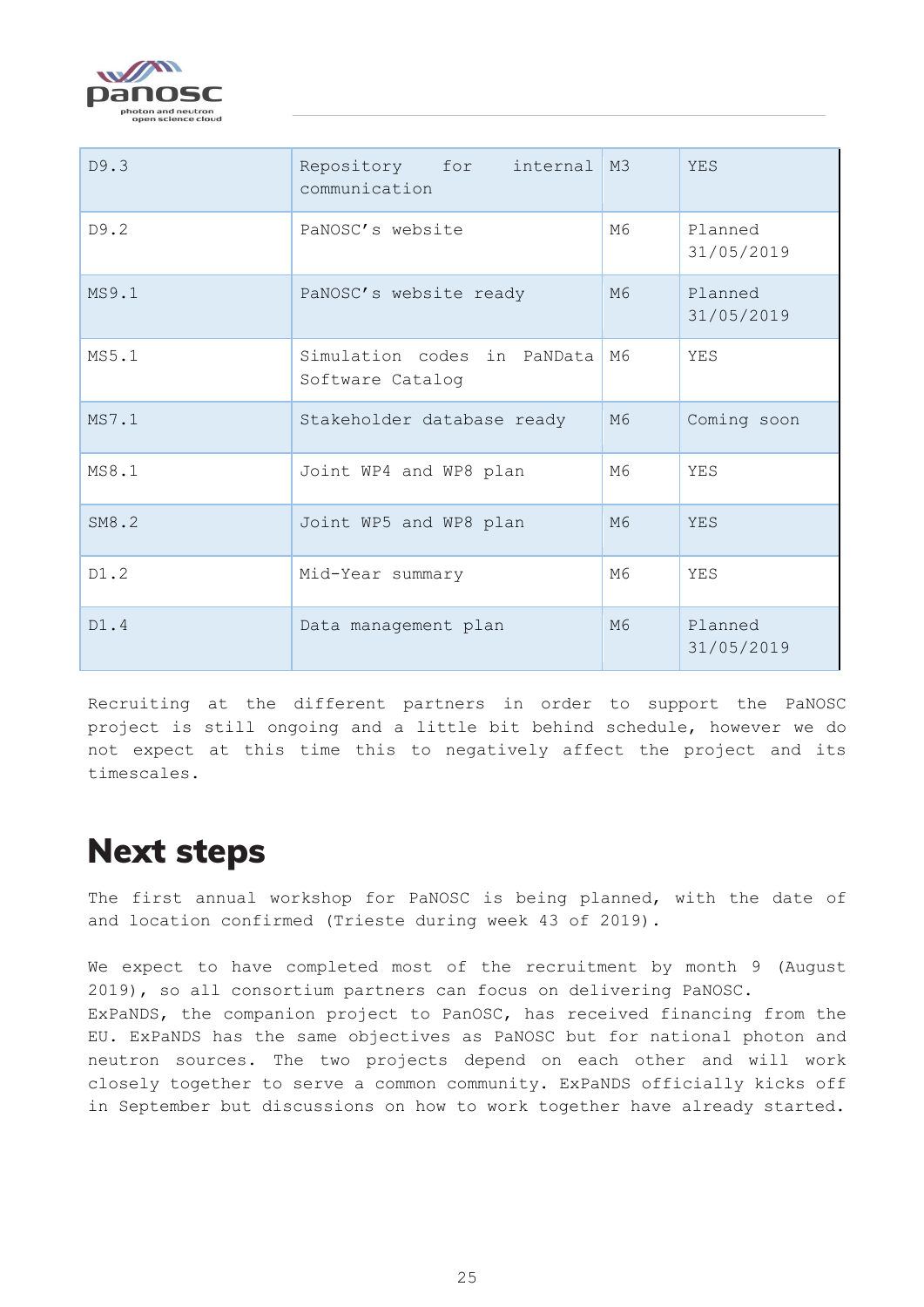| D9.3 | Repository for internal communication | M3 | YES |
|---|---|---|---|
| D9.2 | PaNOSC's website | M6 | Planned 31/05/2019 |
| MS9.1 | PaNOSC's website ready | M6 | Planned 31/05/2019 |
| MS5.1 | Simulation codes in PaNData Software Catalog | M6 | YES |
| MS7.1 | Stakeholder database ready | M6 | Coming soon |
| MS8.1 | Joint WP4 and WP8 plan | M6 | YES |
| SM8.2 | Joint WP5 and WP8 plan | M6 | YES |
| D1.2 | Mid-Year summary | M6 | YES |
| D1.4 | Data management plan | M6 | Planned 31/05/2019 |

Recruiting at the different partners in order to support the PaNOSC project is still ongoing and a little bit behind schedule, however we do not expect at this time this to negatively affect the project and its timescales.

# Next steps

The first annual workshop for PaNOSC is being planned, with the date of and location confirmed (Trieste during week 43 of 2019).

We expect to have completed most of the recruitment by month 9 (August 2019), so all consortium partners can focus on delivering PaNOSC.
ExPaNDS, the companion project to PanOSC, has received financing from the EU. ExPaNDS has the same objectives as PaNOSC but for national photon and neutron sources. The two projects depend on each other and will work closely together to serve a common community. ExPaNDS officially kicks off in September but discussions on how to work together have already started.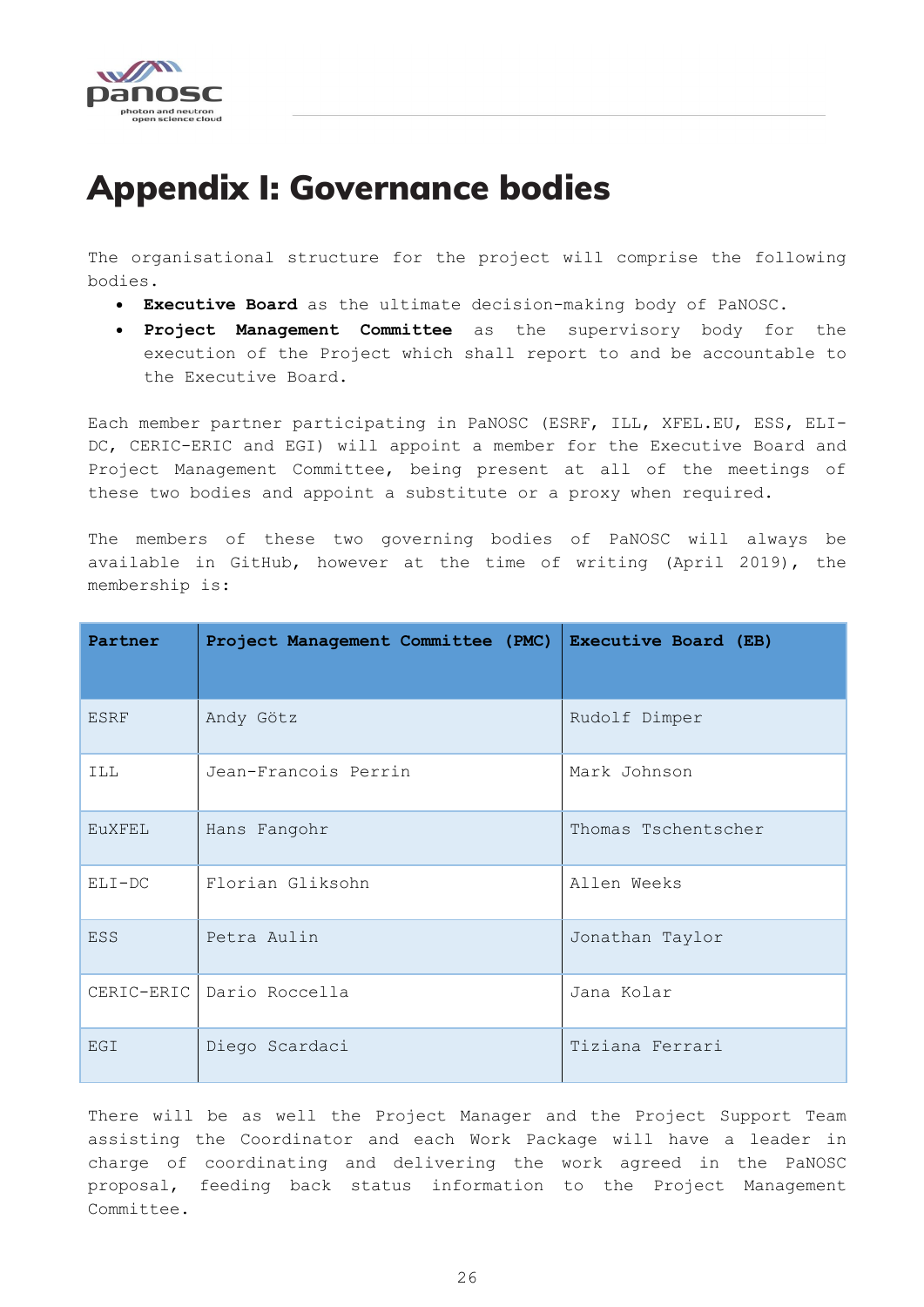# Appendix I: Governance bodies

The organisational structure for the project will comprise the following bodies.

- **Executive Board** as the ultimate decision-making body of PaNOSC.
- **Project Management Committee** as the supervisory body for the execution of the Project which shall report to and be accountable to the Executive Board.

Each member partner participating in PaNOSC (ESRF, ILL, XFEL.EU, ESS, ELI-DC, CERIC-ERIC and EGI) will appoint a member for the Executive Board and Project Management Committee, being present at all of the meetings of these two bodies and appoint a substitute or a proxy when required.

The members of these two governing bodies of PaNOSC will always be available in GitHub, however at the time of writing (April 2019), the membership is:

| Partner | Project Management Committee (PMC) | Executive Board (EB) |
| --- | --- | --- |
| ESRF | Andy Götz | Rudolf Dimper |
| ILL | Jean-Francois Perrin | Mark Johnson |
| EuXFEL | Hans Fangohr | Thomas Tschentscher |
| ELI-DC | Florian Gliksohn | Allen Weeks |
| ESS | Petra Aulin | Jonathan Taylor |
| CERIC-ERIC | Dario Roccella | Jana Kolar |
| EGI | Diego Scardaci | Tiziana Ferrari |

There will be as well the Project Manager and the Project Support Team assisting the Coordinator and each Work Package will have a leader in charge of coordinating and delivering the work agreed in the PaNOSC proposal, feeding back status information to the Project Management Committee.